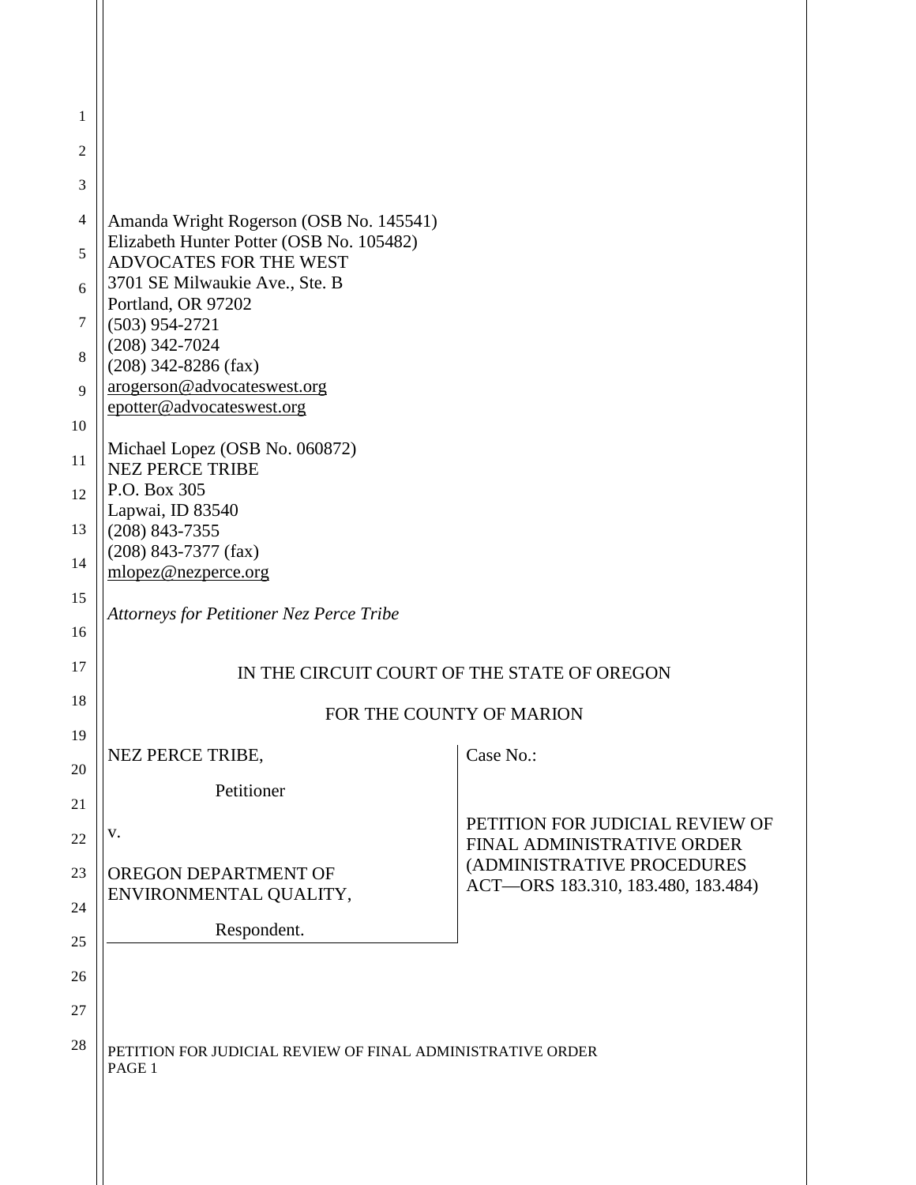Amanda Wright Rogerson (OSB No. 145541)
Elizabeth Hunter Potter (OSB No. 105482)
ADVOCATES FOR THE WEST
3701 SE Milwaukie Ave., Ste. B
Portland, OR 97202
(503) 954-2721
(208) 342-7024
(208) 342-8286 (fax)
arogerson@advocateswest.org
epotter@advocateswest.org

Michael Lopez (OSB No. 060872)
NEZ PERCE TRIBE
P.O. Box 305
Lapwai, ID 83540
(208) 843-7355
(208) 843-7377 (fax)
mlopez@nezperce.org

*Attorneys for Petitioner Nez Perce Tribe*

IN THE CIRCUIT COURT OF THE STATE OF OREGON

FOR THE COUNTY OF MARION

| | |
|---|---|
| NEZ PERCE TRIBE,<br><br>Petitioner<br><br>v.<br><br>OREGON DEPARTMENT OF ENVIRONMENTAL QUALITY,<br><br>Respondent. | Case No.:<br><br>PETITION FOR JUDICIAL REVIEW OF FINAL ADMINISTRATIVE ORDER (ADMINISTRATIVE PROCEDURES ACT—ORS 183.310, 183.480, 183.484) |

PETITION FOR JUDICIAL REVIEW OF FINAL ADMINISTRATIVE ORDER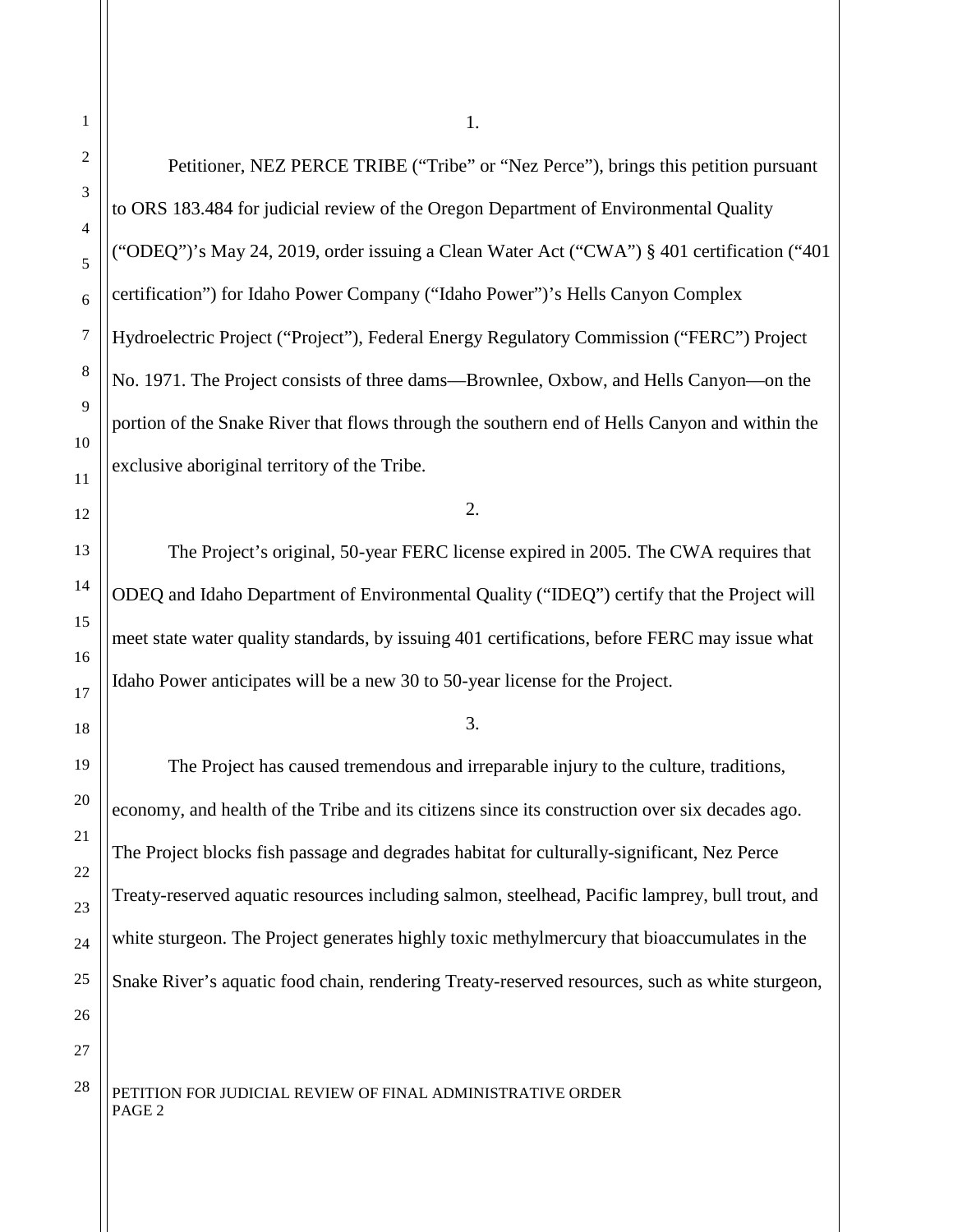1.

Petitioner, NEZ PERCE TRIBE ("Tribe" or "Nez Perce"), brings this petition pursuant to ORS 183.484 for judicial review of the Oregon Department of Environmental Quality ("ODEQ")'s May 24, 2019, order issuing a Clean Water Act ("CWA") § 401 certification ("401 certification") for Idaho Power Company ("Idaho Power")'s Hells Canyon Complex Hydroelectric Project ("Project"), Federal Energy Regulatory Commission ("FERC") Project No. 1971. The Project consists of three dams—Brownlee, Oxbow, and Hells Canyon—on the portion of the Snake River that flows through the southern end of Hells Canyon and within the exclusive aboriginal territory of the Tribe.

2.

The Project's original, 50-year FERC license expired in 2005. The CWA requires that ODEQ and Idaho Department of Environmental Quality ("IDEQ") certify that the Project will meet state water quality standards, by issuing 401 certifications, before FERC may issue what Idaho Power anticipates will be a new 30 to 50-year license for the Project.

3.

The Project has caused tremendous and irreparable injury to the culture, traditions, economy, and health of the Tribe and its citizens since its construction over six decades ago. The Project blocks fish passage and degrades habitat for culturally-significant, Nez Perce Treaty-reserved aquatic resources including salmon, steelhead, Pacific lamprey, bull trout, and white sturgeon. The Project generates highly toxic methylmercury that bioaccumulates in the Snake River's aquatic food chain, rendering Treaty-reserved resources, such as white sturgeon,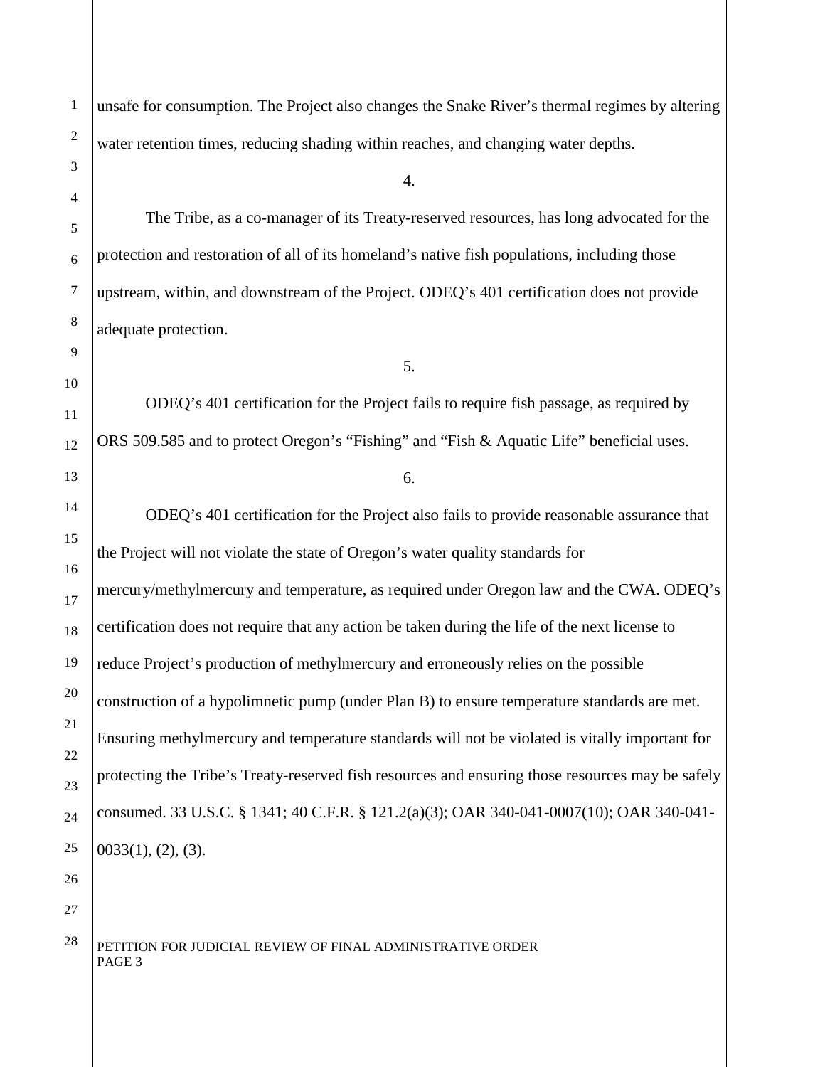unsafe for consumption. The Project also changes the Snake River's thermal regimes by altering water retention times, reducing shading within reaches, and changing water depths.

4.

The Tribe, as a co-manager of its Treaty-reserved resources, has long advocated for the protection and restoration of all of its homeland's native fish populations, including those upstream, within, and downstream of the Project. ODEQ's 401 certification does not provide adequate protection.

5.

ODEQ's 401 certification for the Project fails to require fish passage, as required by ORS 509.585 and to protect Oregon's "Fishing" and "Fish & Aquatic Life" beneficial uses.

6.

ODEQ's 401 certification for the Project also fails to provide reasonable assurance that the Project will not violate the state of Oregon's water quality standards for mercury/methylmercury and temperature, as required under Oregon law and the CWA. ODEQ's certification does not require that any action be taken during the life of the next license to reduce Project's production of methylmercury and erroneously relies on the possible construction of a hypolimnetic pump (under Plan B) to ensure temperature standards are met. Ensuring methylmercury and temperature standards will not be violated is vitally important for protecting the Tribe's Treaty-reserved fish resources and ensuring those resources may be safely consumed. 33 U.S.C. § 1341; 40 C.F.R. § 121.2(a)(3); OAR 340-041-0007(10); OAR 340-041-0033(1), (2), (3).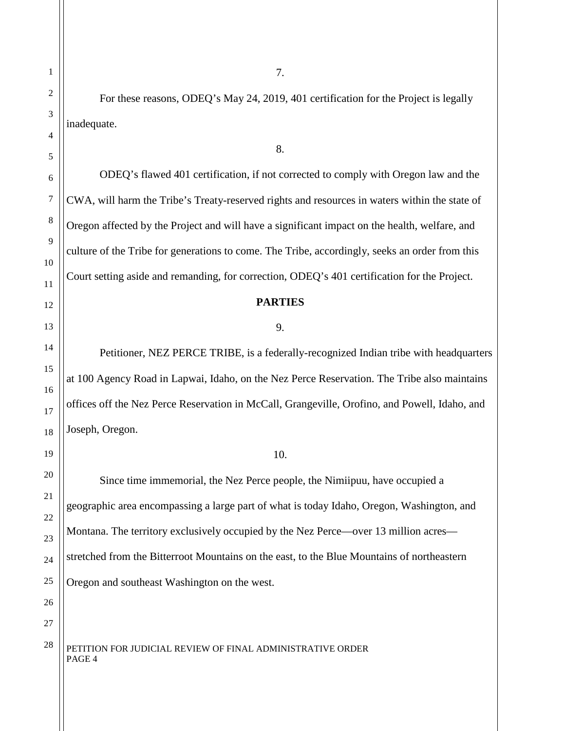7.

For these reasons, ODEQ's May 24, 2019, 401 certification for the Project is legally inadequate.

8.

ODEQ's flawed 401 certification, if not corrected to comply with Oregon law and the CWA, will harm the Tribe's Treaty-reserved rights and resources in waters within the state of Oregon affected by the Project and will have a significant impact on the health, welfare, and culture of the Tribe for generations to come. The Tribe, accordingly, seeks an order from this Court setting aside and remanding, for correction, ODEQ's 401 certification for the Project.

**PARTIES**

9.

Petitioner, NEZ PERCE TRIBE, is a federally-recognized Indian tribe with headquarters at 100 Agency Road in Lapwai, Idaho, on the Nez Perce Reservation. The Tribe also maintains offices off the Nez Perce Reservation in McCall, Grangeville, Orofino, and Powell, Idaho, and Joseph, Oregon.

10.

Since time immemorial, the Nez Perce people, the Nimiipuu, have occupied a geographic area encompassing a large part of what is today Idaho, Oregon, Washington, and Montana. The territory exclusively occupied by the Nez Perce—over 13 million acres—stretched from the Bitterroot Mountains on the east, to the Blue Mountains of northeastern Oregon and southeast Washington on the west.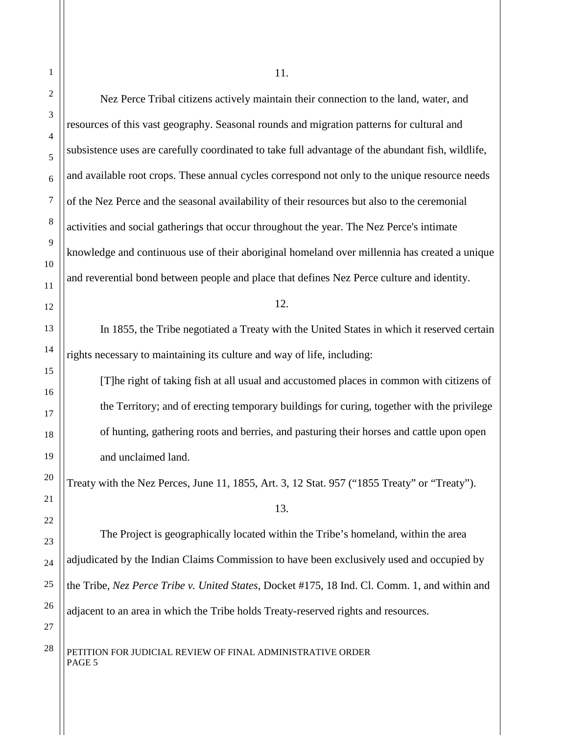11.

Nez Perce Tribal citizens actively maintain their connection to the land, water, and resources of this vast geography. Seasonal rounds and migration patterns for cultural and subsistence uses are carefully coordinated to take full advantage of the abundant fish, wildlife, and available root crops. These annual cycles correspond not only to the unique resource needs of the Nez Perce and the seasonal availability of their resources but also to the ceremonial activities and social gatherings that occur throughout the year. The Nez Perce's intimate knowledge and continuous use of their aboriginal homeland over millennia has created a unique and reverential bond between people and place that defines Nez Perce culture and identity.

12.

In 1855, the Tribe negotiated a Treaty with the United States in which it reserved certain rights necessary to maintaining its culture and way of life, including:

> [T]he right of taking fish at all usual and accustomed places in common with citizens of the Territory; and of erecting temporary buildings for curing, together with the privilege of hunting, gathering roots and berries, and pasturing their horses and cattle upon open and unclaimed land.

Treaty with the Nez Perces, June 11, 1855, Art. 3, 12 Stat. 957 ("1855 Treaty" or "Treaty").

13.

The Project is geographically located within the Tribe's homeland, within the area adjudicated by the Indian Claims Commission to have been exclusively used and occupied by the Tribe, *Nez Perce Tribe v. United States*, Docket #175, 18 Ind. Cl. Comm. 1, and within and adjacent to an area in which the Tribe holds Treaty-reserved rights and resources.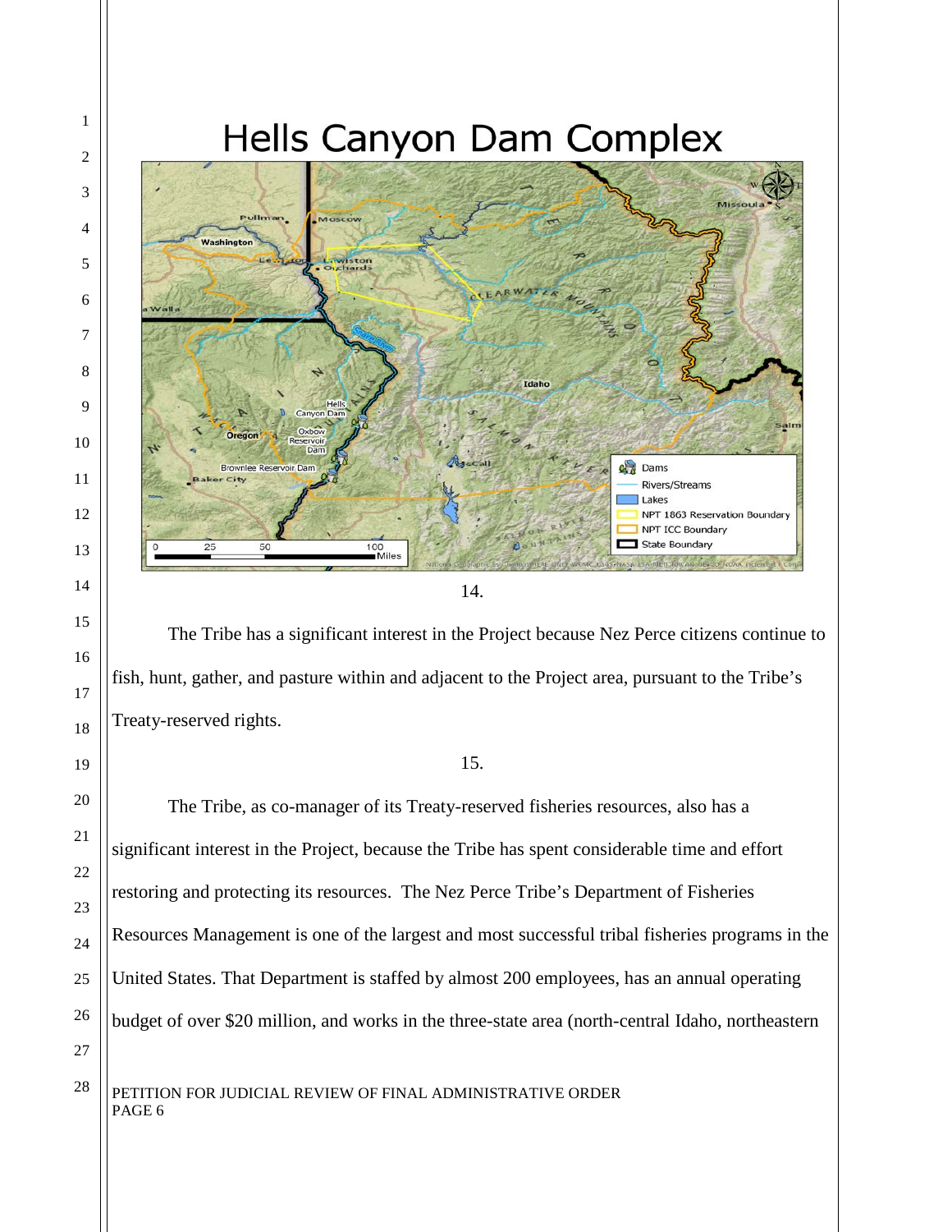# Hells Canyon Dam Complex

14.

The Tribe has a significant interest in the Project because Nez Perce citizens continue to fish, hunt, gather, and pasture within and adjacent to the Project area, pursuant to the Tribe's Treaty-reserved rights.

15.

The Tribe, as co-manager of its Treaty-reserved fisheries resources, also has a significant interest in the Project, because the Tribe has spent considerable time and effort restoring and protecting its resources. The Nez Perce Tribe's Department of Fisheries Resources Management is one of the largest and most successful tribal fisheries programs in the United States. That Department is staffed by almost 200 employees, has an annual operating budget of over $20 million, and works in the three-state area (north-central Idaho, northeastern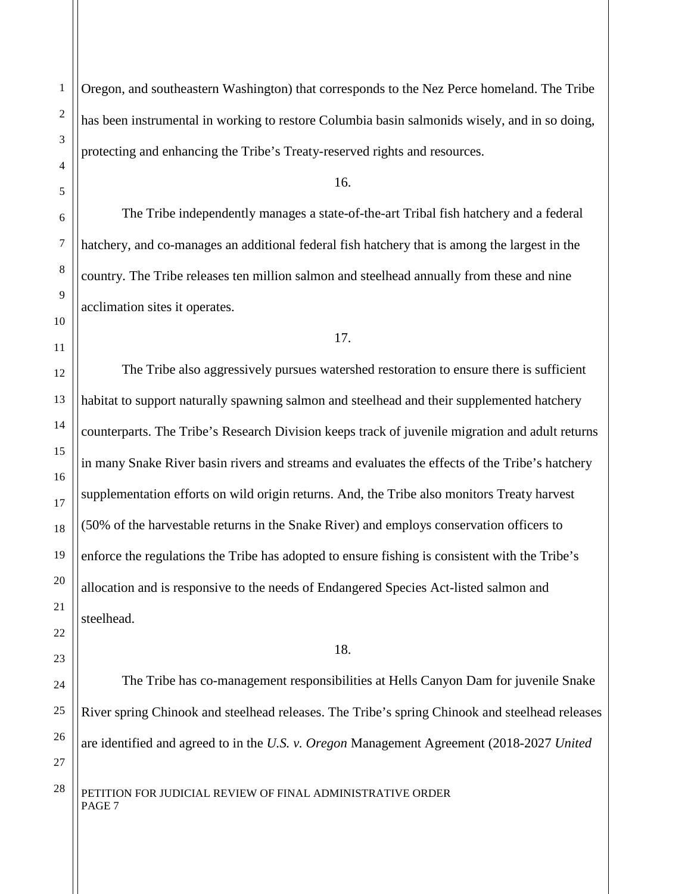Oregon, and southeastern Washington) that corresponds to the Nez Perce homeland. The Tribe has been instrumental in working to restore Columbia basin salmonids wisely, and in so doing, protecting and enhancing the Tribe's Treaty-reserved rights and resources.

16.

The Tribe independently manages a state-of-the-art Tribal fish hatchery and a federal hatchery, and co-manages an additional federal fish hatchery that is among the largest in the country. The Tribe releases ten million salmon and steelhead annually from these and nine acclimation sites it operates.

17.

The Tribe also aggressively pursues watershed restoration to ensure there is sufficient habitat to support naturally spawning salmon and steelhead and their supplemented hatchery counterparts. The Tribe's Research Division keeps track of juvenile migration and adult returns in many Snake River basin rivers and streams and evaluates the effects of the Tribe's hatchery supplementation efforts on wild origin returns. And, the Tribe also monitors Treaty harvest (50% of the harvestable returns in the Snake River) and employs conservation officers to enforce the regulations the Tribe has adopted to ensure fishing is consistent with the Tribe's allocation and is responsive to the needs of Endangered Species Act-listed salmon and steelhead.

18.

The Tribe has co-management responsibilities at Hells Canyon Dam for juvenile Snake River spring Chinook and steelhead releases. The Tribe's spring Chinook and steelhead releases are identified and agreed to in the *U.S. v. Oregon* Management Agreement (2018-2027 *United*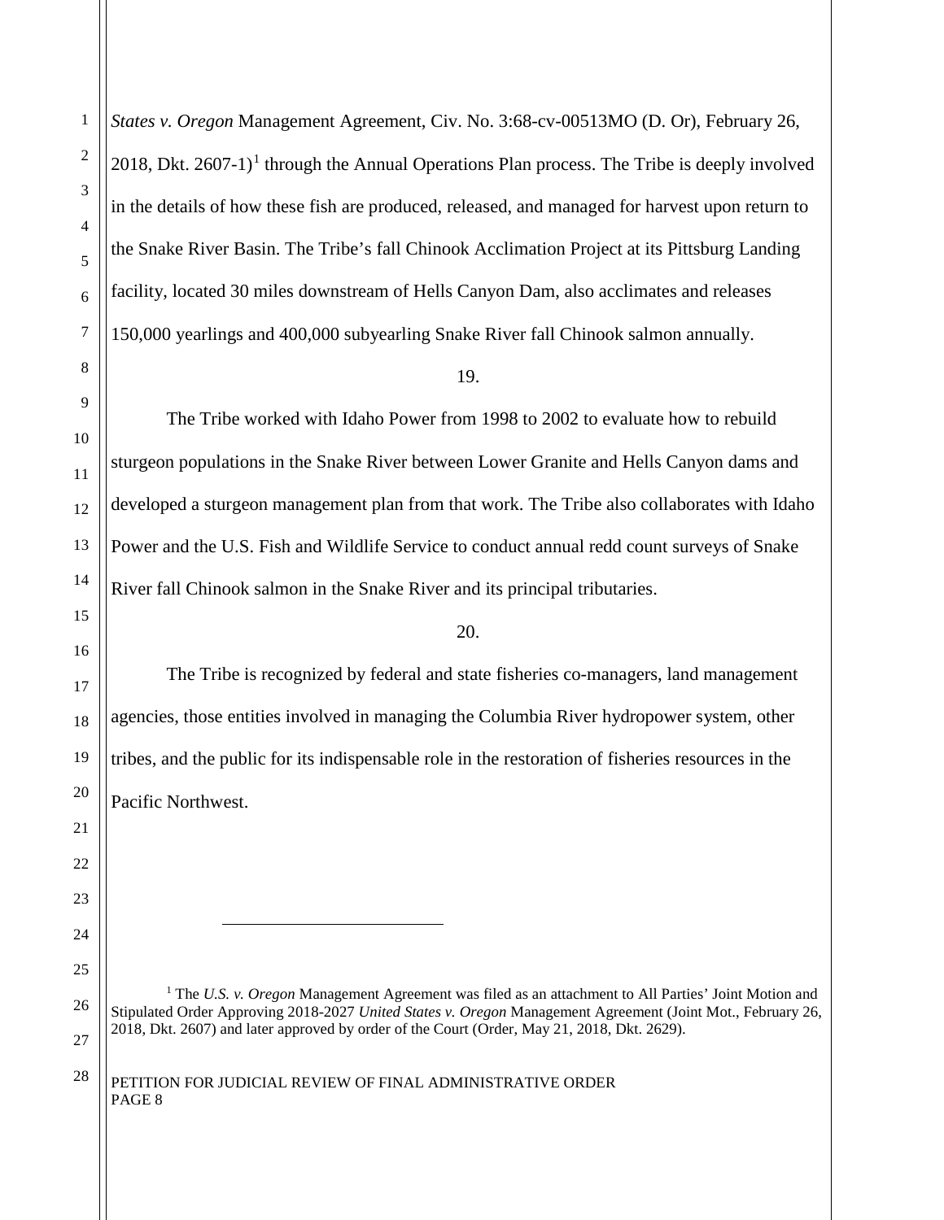*States v. Oregon* Management Agreement, Civ. No. 3:68-cv-00513MO (D. Or), February 26, 2018, Dkt. 2607-1)[1] through the Annual Operations Plan process. The Tribe is deeply involved in the details of how these fish are produced, released, and managed for harvest upon return to the Snake River Basin. The Tribe's fall Chinook Acclimation Project at its Pittsburg Landing facility, located 30 miles downstream of Hells Canyon Dam, also acclimates and releases 150,000 yearlings and 400,000 subyearling Snake River fall Chinook salmon annually.

19.

The Tribe worked with Idaho Power from 1998 to 2002 to evaluate how to rebuild sturgeon populations in the Snake River between Lower Granite and Hells Canyon dams and developed a sturgeon management plan from that work. The Tribe also collaborates with Idaho Power and the U.S. Fish and Wildlife Service to conduct annual redd count surveys of Snake River fall Chinook salmon in the Snake River and its principal tributaries.

20.

The Tribe is recognized by federal and state fisheries co-managers, land management agencies, those entities involved in managing the Columbia River hydropower system, other tribes, and the public for its indispensable role in the restoration of fisheries resources in the Pacific Northwest.

---

[1] The *U.S. v. Oregon* Management Agreement was filed as an attachment to All Parties' Joint Motion and Stipulated Order Approving 2018-2027 *United States v. Oregon* Management Agreement (Joint Mot., February 26, 2018, Dkt. 2607) and later approved by order of the Court (Order, May 21, 2018, Dkt. 2629).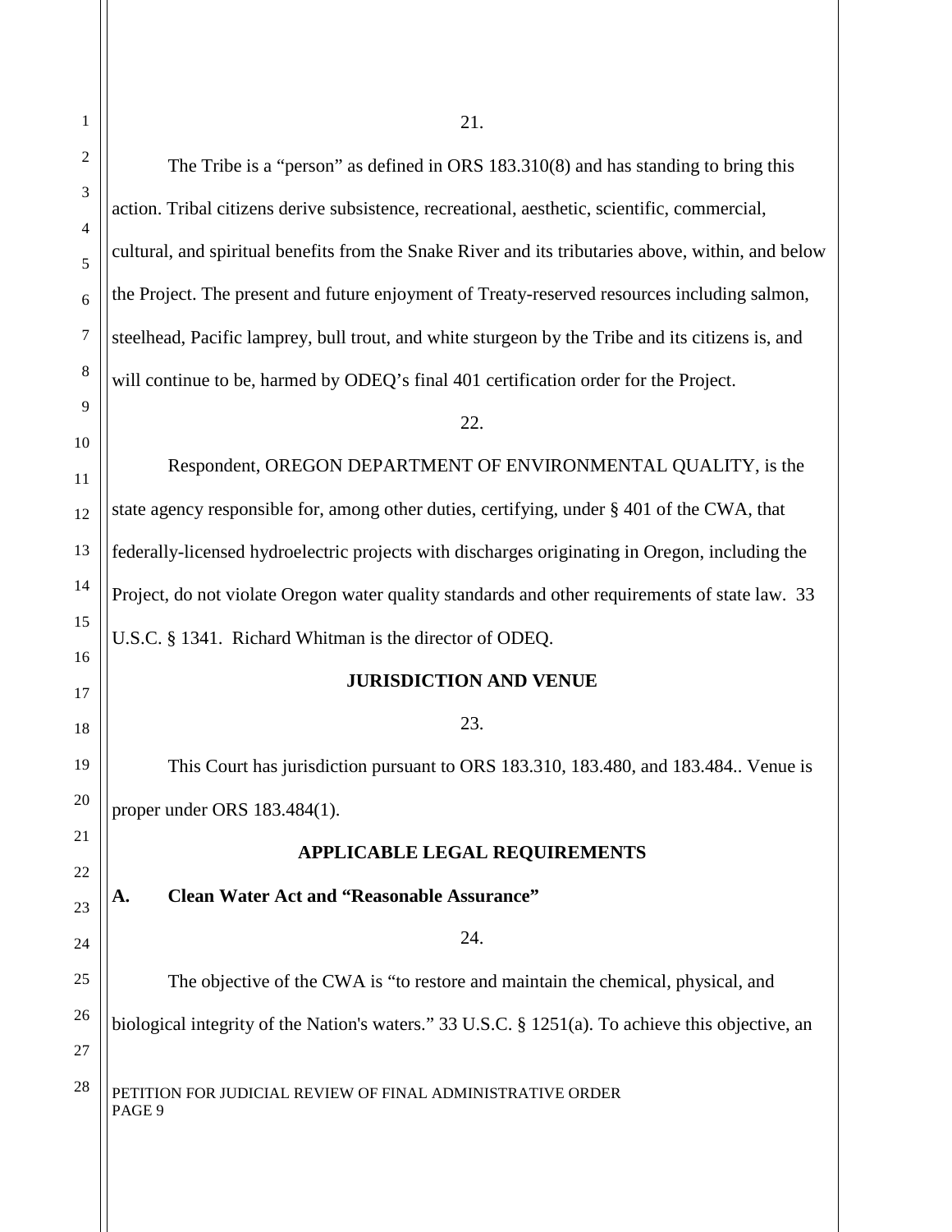21.

The Tribe is a "person" as defined in ORS 183.310(8) and has standing to bring this action. Tribal citizens derive subsistence, recreational, aesthetic, scientific, commercial, cultural, and spiritual benefits from the Snake River and its tributaries above, within, and below the Project. The present and future enjoyment of Treaty-reserved resources including salmon, steelhead, Pacific lamprey, bull trout, and white sturgeon by the Tribe and its citizens is, and will continue to be, harmed by ODEQ's final 401 certification order for the Project.

22.

Respondent, OREGON DEPARTMENT OF ENVIRONMENTAL QUALITY, is the state agency responsible for, among other duties, certifying, under § 401 of the CWA, that federally-licensed hydroelectric projects with discharges originating in Oregon, including the Project, do not violate Oregon water quality standards and other requirements of state law. 33 U.S.C. § 1341. Richard Whitman is the director of ODEQ.

## JURISDICTION AND VENUE

23.

This Court has jurisdiction pursuant to ORS 183.310, 183.480, and 183.484.. Venue is proper under ORS 183.484(1).

## APPLICABLE LEGAL REQUIREMENTS

### A. Clean Water Act and "Reasonable Assurance"

24.

The objective of the CWA is "to restore and maintain the chemical, physical, and biological integrity of the Nation's waters." 33 U.S.C. § 1251(a). To achieve this objective, an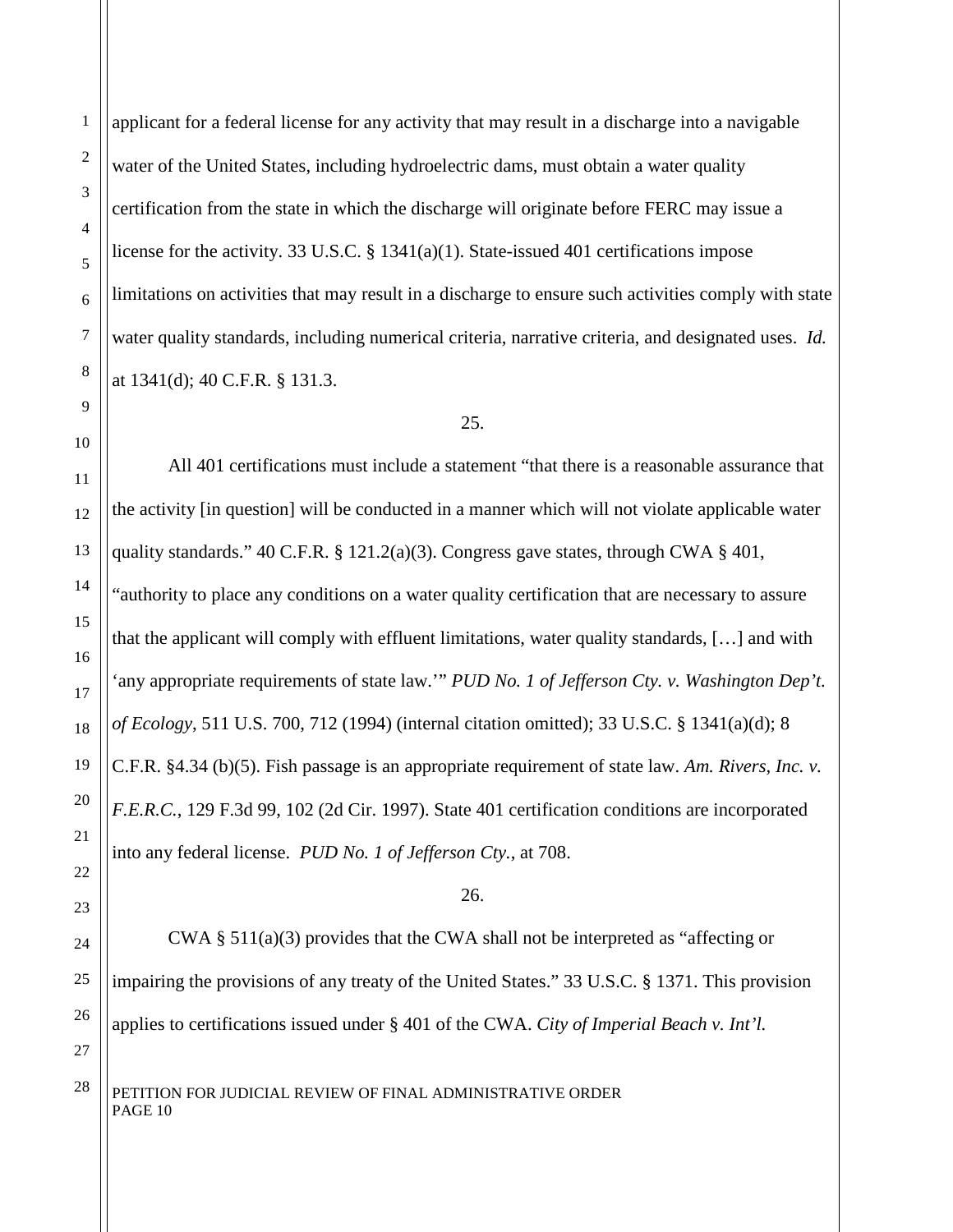applicant for a federal license for any activity that may result in a discharge into a navigable water of the United States, including hydroelectric dams, must obtain a water quality certification from the state in which the discharge will originate before FERC may issue a license for the activity. 33 U.S.C. § 1341(a)(1). State-issued 401 certifications impose limitations on activities that may result in a discharge to ensure such activities comply with state water quality standards, including numerical criteria, narrative criteria, and designated uses. *Id.* at 1341(d); 40 C.F.R. § 131.3.

25.

All 401 certifications must include a statement "that there is a reasonable assurance that the activity [in question] will be conducted in a manner which will not violate applicable water quality standards." 40 C.F.R. § 121.2(a)(3). Congress gave states, through CWA § 401, "authority to place any conditions on a water quality certification that are necessary to assure that the applicant will comply with effluent limitations, water quality standards, […] and with 'any appropriate requirements of state law.'" *PUD No. 1 of Jefferson Cty. v. Washington Dep't. of Ecology*, 511 U.S. 700, 712 (1994) (internal citation omitted); 33 U.S.C. § 1341(a)(d); 8 C.F.R. §4.34 (b)(5). Fish passage is an appropriate requirement of state law. *Am. Rivers, Inc. v. F.E.R.C.*, 129 F.3d 99, 102 (2d Cir. 1997). State 401 certification conditions are incorporated into any federal license. *PUD No. 1 of Jefferson Cty.*, at 708.

26.

CWA § 511(a)(3) provides that the CWA shall not be interpreted as "affecting or impairing the provisions of any treaty of the United States." 33 U.S.C. § 1371. This provision applies to certifications issued under § 401 of the CWA. *City of Imperial Beach v. Int'l.*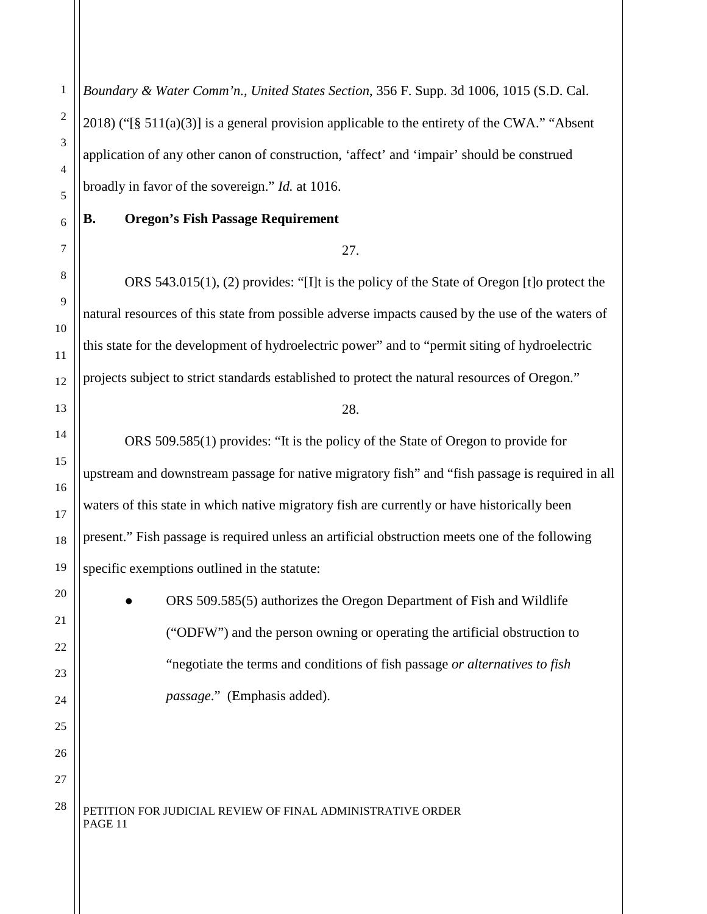*Boundary & Water Comm'n., United States Section*, 356 F. Supp. 3d 1006, 1015 (S.D. Cal. 2018) ("[§ 511(a)(3)] is a general provision applicable to the entirety of the CWA." "Absent application of any other canon of construction, 'affect' and 'impair' should be construed broadly in favor of the sovereign." *Id.* at 1016.

**B. Oregon's Fish Passage Requirement**

27.

ORS 543.015(1), (2) provides: "[I]t is the policy of the State of Oregon [t]o protect the natural resources of this state from possible adverse impacts caused by the use of the waters of this state for the development of hydroelectric power" and to "permit siting of hydroelectric projects subject to strict standards established to protect the natural resources of Oregon."

28.

ORS 509.585(1) provides: "It is the policy of the State of Oregon to provide for upstream and downstream passage for native migratory fish" and "fish passage is required in all waters of this state in which native migratory fish are currently or have historically been present." Fish passage is required unless an artificial obstruction meets one of the following specific exemptions outlined in the statute:

- ORS 509.585(5) authorizes the Oregon Department of Fish and Wildlife ("ODFW") and the person owning or operating the artificial obstruction to "negotiate the terms and conditions of fish passage *or alternatives to fish passage*." (Emphasis added).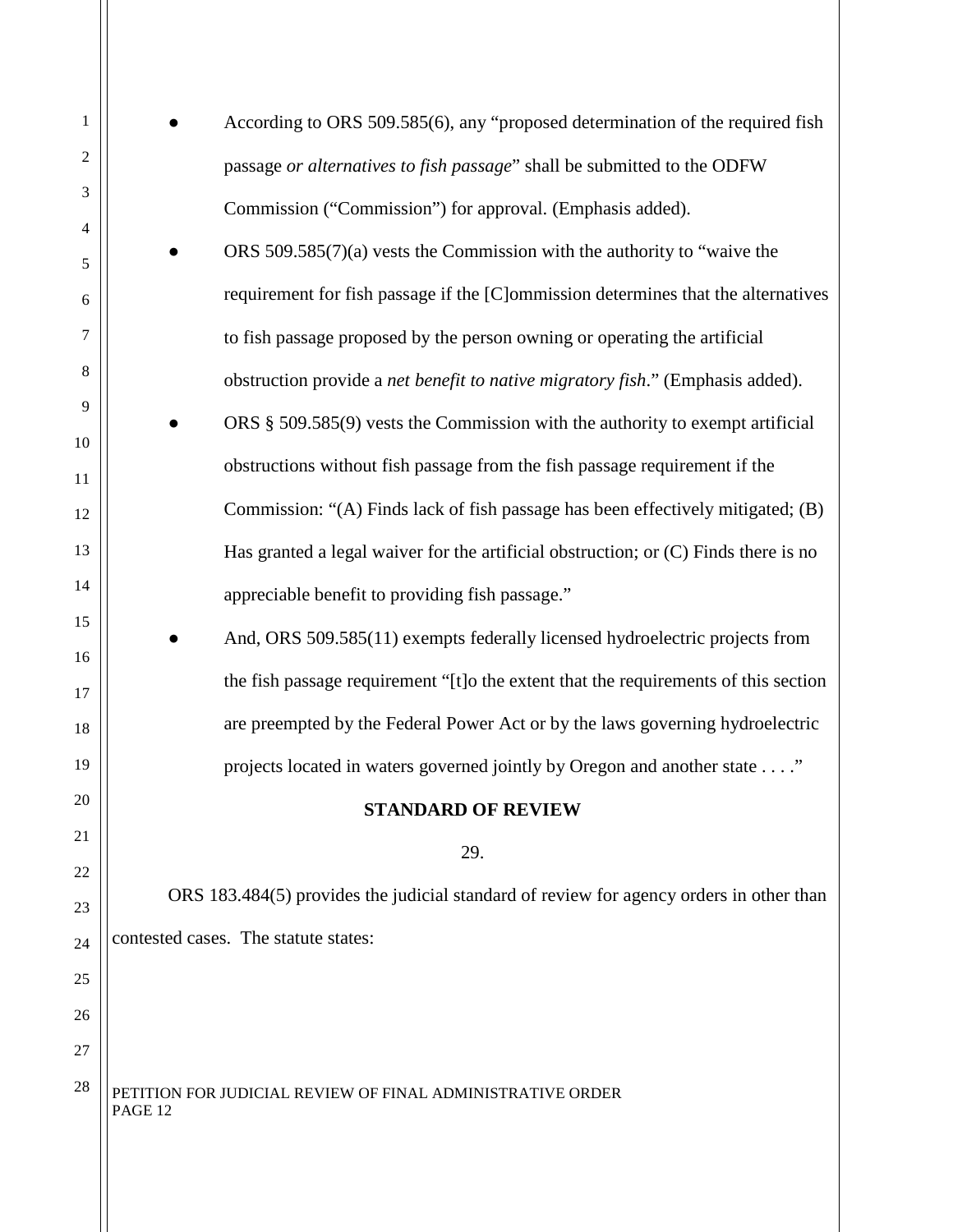- According to ORS 509.585(6), any "proposed determination of the required fish passage *or alternatives to fish passage*" shall be submitted to the ODFW Commission ("Commission") for approval. (Emphasis added).
- ORS 509.585(7)(a) vests the Commission with the authority to "waive the requirement for fish passage if the [C]ommission determines that the alternatives to fish passage proposed by the person owning or operating the artificial obstruction provide a *net benefit to native migratory fish*." (Emphasis added).
- ORS § 509.585(9) vests the Commission with the authority to exempt artificial obstructions without fish passage from the fish passage requirement if the Commission: "(A) Finds lack of fish passage has been effectively mitigated; (B) Has granted a legal waiver for the artificial obstruction; or (C) Finds there is no appreciable benefit to providing fish passage."
- And, ORS 509.585(11) exempts federally licensed hydroelectric projects from the fish passage requirement "[t]o the extent that the requirements of this section are preempted by the Federal Power Act or by the laws governing hydroelectric projects located in waters governed jointly by Oregon and another state . . . ."

**STANDARD OF REVIEW**

29.

ORS 183.484(5) provides the judicial standard of review for agency orders in other than contested cases. The statute states: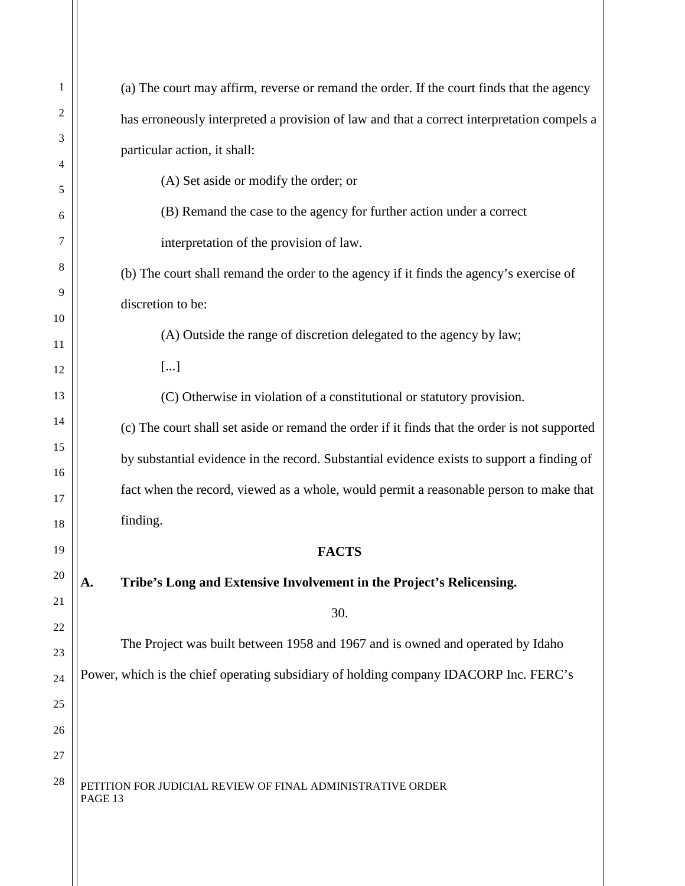(a) The court may affirm, reverse or remand the order. If the court finds that the agency has erroneously interpreted a provision of law and that a correct interpretation compels a particular action, it shall:

(A) Set aside or modify the order; or

(B) Remand the case to the agency for further action under a correct interpretation of the provision of law.

(b) The court shall remand the order to the agency if it finds the agency's exercise of discretion to be:

(A) Outside the range of discretion delegated to the agency by law;

[...]

(C) Otherwise in violation of a constitutional or statutory provision.

(c) The court shall set aside or remand the order if it finds that the order is not supported by substantial evidence in the record. Substantial evidence exists to support a finding of fact when the record, viewed as a whole, would permit a reasonable person to make that finding.

## FACTS

### A. Tribe's Long and Extensive Involvement in the Project's Relicensing.

30.

The Project was built between 1958 and 1967 and is owned and operated by Idaho Power, which is the chief operating subsidiary of holding company IDACORP Inc. FERC's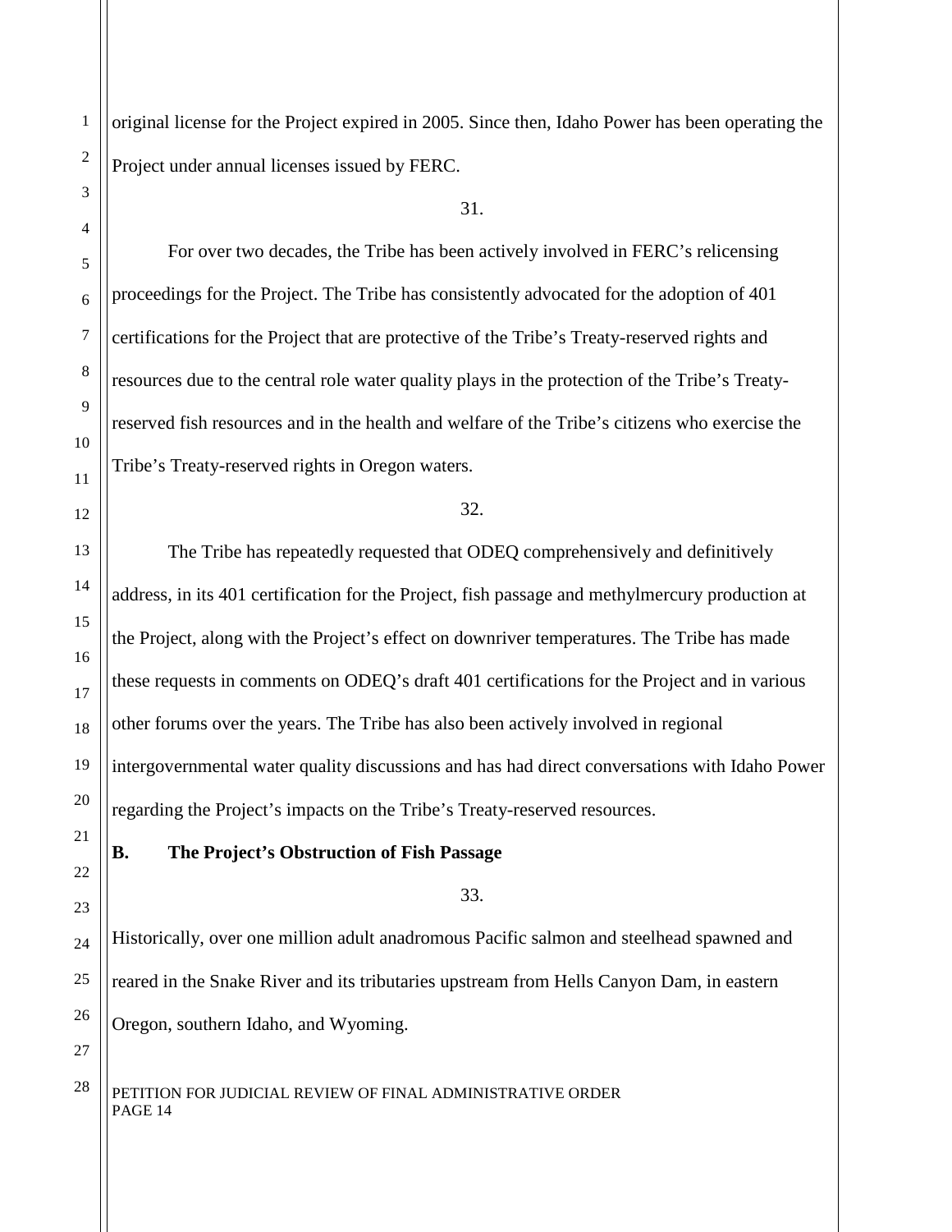original license for the Project expired in 2005. Since then, Idaho Power has been operating the Project under annual licenses issued by FERC.

31.

For over two decades, the Tribe has been actively involved in FERC's relicensing proceedings for the Project. The Tribe has consistently advocated for the adoption of 401 certifications for the Project that are protective of the Tribe's Treaty-reserved rights and resources due to the central role water quality plays in the protection of the Tribe's Treaty-reserved fish resources and in the health and welfare of the Tribe's citizens who exercise the Tribe's Treaty-reserved rights in Oregon waters.

32.

The Tribe has repeatedly requested that ODEQ comprehensively and definitively address, in its 401 certification for the Project, fish passage and methylmercury production at the Project, along with the Project's effect on downriver temperatures. The Tribe has made these requests in comments on ODEQ's draft 401 certifications for the Project and in various other forums over the years. The Tribe has also been actively involved in regional intergovernmental water quality discussions and has had direct conversations with Idaho Power regarding the Project's impacts on the Tribe's Treaty-reserved resources.

### B. The Project's Obstruction of Fish Passage

33.

Historically, over one million adult anadromous Pacific salmon and steelhead spawned and reared in the Snake River and its tributaries upstream from Hells Canyon Dam, in eastern Oregon, southern Idaho, and Wyoming.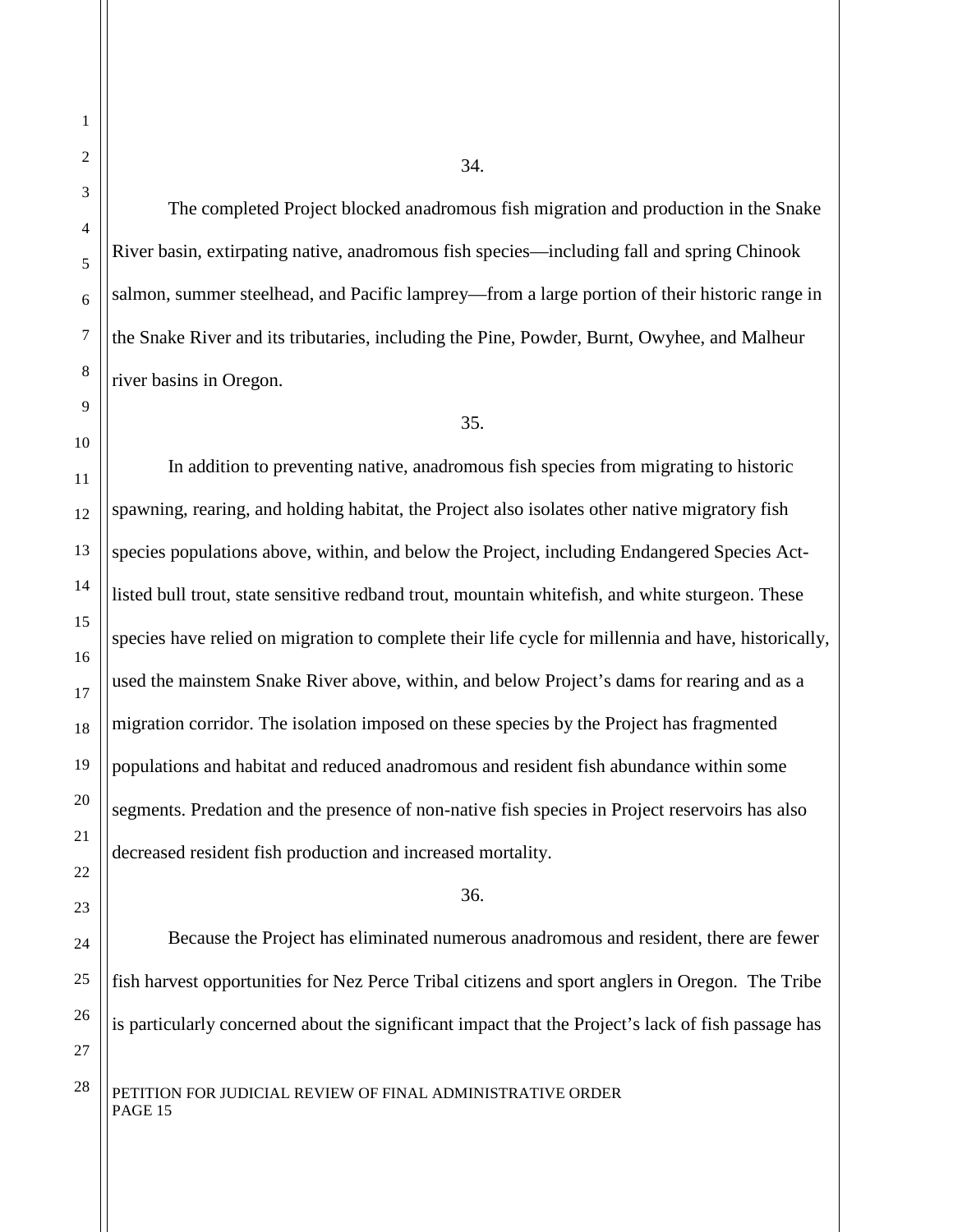34.

The completed Project blocked anadromous fish migration and production in the Snake River basin, extirpating native, anadromous fish species—including fall and spring Chinook salmon, summer steelhead, and Pacific lamprey—from a large portion of their historic range in the Snake River and its tributaries, including the Pine, Powder, Burnt, Owyhee, and Malheur river basins in Oregon.

35.

In addition to preventing native, anadromous fish species from migrating to historic spawning, rearing, and holding habitat, the Project also isolates other native migratory fish species populations above, within, and below the Project, including Endangered Species Act-listed bull trout, state sensitive redband trout, mountain whitefish, and white sturgeon. These species have relied on migration to complete their life cycle for millennia and have, historically, used the mainstem Snake River above, within, and below Project's dams for rearing and as a migration corridor. The isolation imposed on these species by the Project has fragmented populations and habitat and reduced anadromous and resident fish abundance within some segments. Predation and the presence of non-native fish species in Project reservoirs has also decreased resident fish production and increased mortality.

36.

Because the Project has eliminated numerous anadromous and resident, there are fewer fish harvest opportunities for Nez Perce Tribal citizens and sport anglers in Oregon. The Tribe is particularly concerned about the significant impact that the Project's lack of fish passage has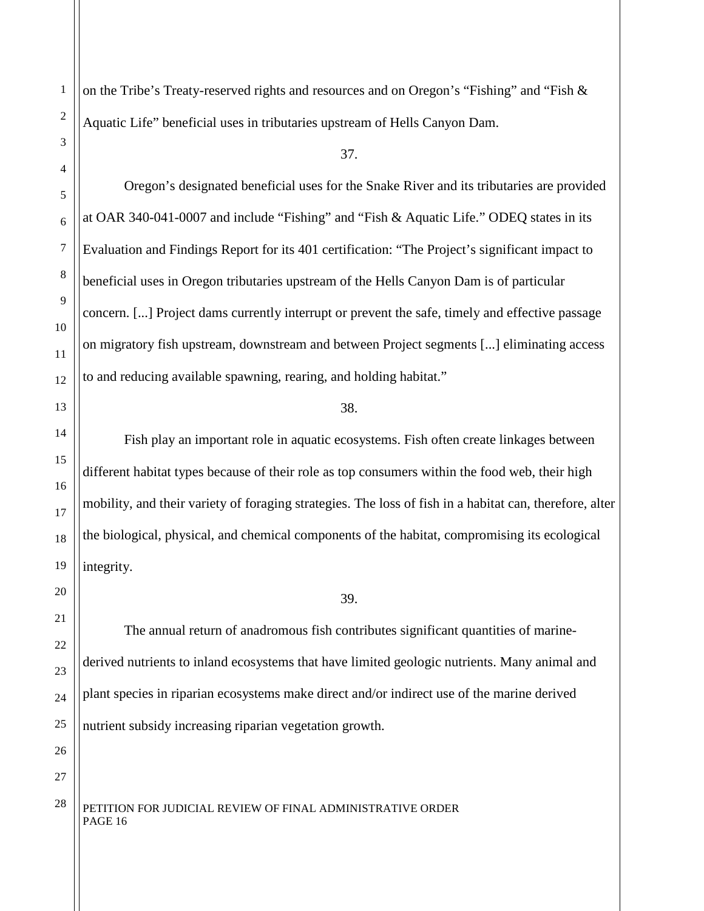on the Tribe's Treaty-reserved rights and resources and on Oregon's "Fishing" and "Fish & Aquatic Life" beneficial uses in tributaries upstream of Hells Canyon Dam.

37.

Oregon's designated beneficial uses for the Snake River and its tributaries are provided at OAR 340-041-0007 and include "Fishing" and "Fish & Aquatic Life." ODEQ states in its Evaluation and Findings Report for its 401 certification: "The Project's significant impact to beneficial uses in Oregon tributaries upstream of the Hells Canyon Dam is of particular concern. [...] Project dams currently interrupt or prevent the safe, timely and effective passage on migratory fish upstream, downstream and between Project segments [...] eliminating access to and reducing available spawning, rearing, and holding habitat."

38.

Fish play an important role in aquatic ecosystems. Fish often create linkages between different habitat types because of their role as top consumers within the food web, their high mobility, and their variety of foraging strategies. The loss of fish in a habitat can, therefore, alter the biological, physical, and chemical components of the habitat, compromising its ecological integrity.

39.

The annual return of anadromous fish contributes significant quantities of marine-derived nutrients to inland ecosystems that have limited geologic nutrients. Many animal and plant species in riparian ecosystems make direct and/or indirect use of the marine derived nutrient subsidy increasing riparian vegetation growth.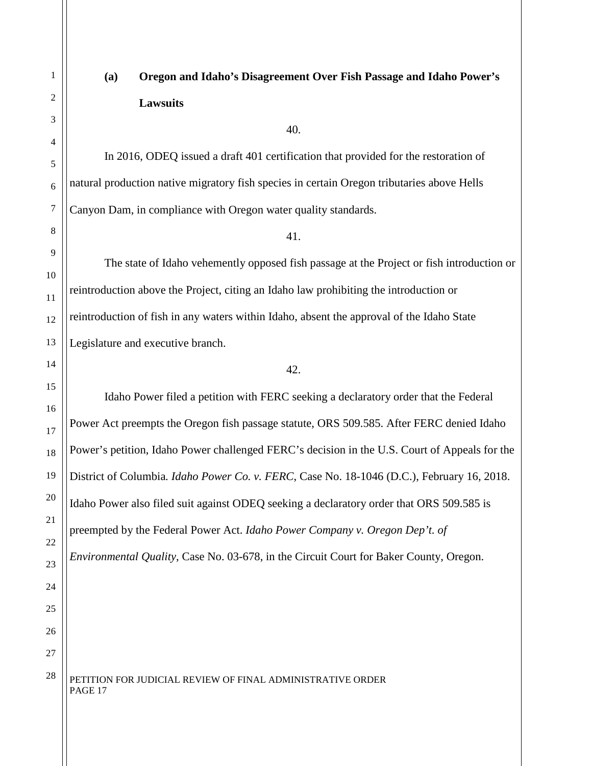**(a) Oregon and Idaho's Disagreement Over Fish Passage and Idaho Power's Lawsuits**

40.

In 2016, ODEQ issued a draft 401 certification that provided for the restoration of natural production native migratory fish species in certain Oregon tributaries above Hells Canyon Dam, in compliance with Oregon water quality standards.

41.

The state of Idaho vehemently opposed fish passage at the Project or fish introduction or reintroduction above the Project, citing an Idaho law prohibiting the introduction or reintroduction of fish in any waters within Idaho, absent the approval of the Idaho State Legislature and executive branch.

42.

Idaho Power filed a petition with FERC seeking a declaratory order that the Federal Power Act preempts the Oregon fish passage statute, ORS 509.585. After FERC denied Idaho Power's petition, Idaho Power challenged FERC's decision in the U.S. Court of Appeals for the District of Columbia. *Idaho Power Co. v. FERC*, Case No. 18-1046 (D.C.), February 16, 2018. Idaho Power also filed suit against ODEQ seeking a declaratory order that ORS 509.585 is preempted by the Federal Power Act. *Idaho Power Company v. Oregon Dep't. of Environmental Quality*, Case No. 03-678, in the Circuit Court for Baker County, Oregon.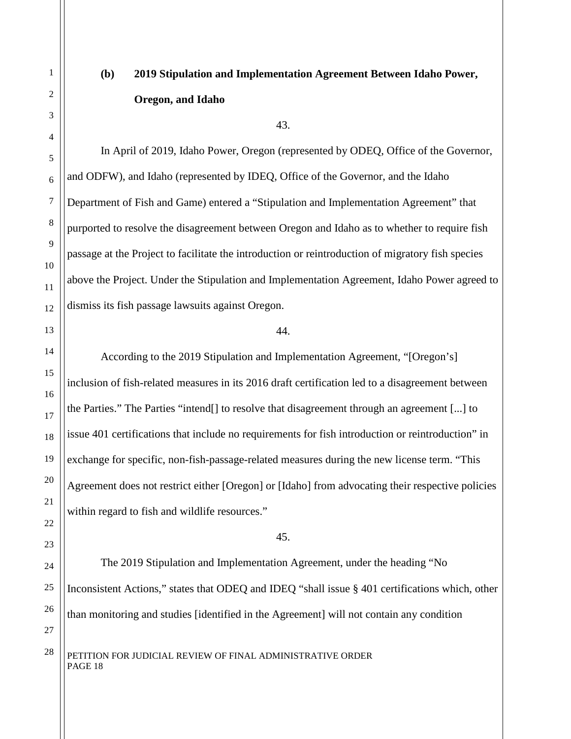### (b) 2019 Stipulation and Implementation Agreement Between Idaho Power, Oregon, and Idaho

43.

In April of 2019, Idaho Power, Oregon (represented by ODEQ, Office of the Governor, and ODFW), and Idaho (represented by IDEQ, Office of the Governor, and the Idaho Department of Fish and Game) entered a "Stipulation and Implementation Agreement" that purported to resolve the disagreement between Oregon and Idaho as to whether to require fish passage at the Project to facilitate the introduction or reintroduction of migratory fish species above the Project. Under the Stipulation and Implementation Agreement, Idaho Power agreed to dismiss its fish passage lawsuits against Oregon.

44.

According to the 2019 Stipulation and Implementation Agreement, "[Oregon's] inclusion of fish-related measures in its 2016 draft certification led to a disagreement between the Parties." The Parties "intend[] to resolve that disagreement through an agreement [...] to issue 401 certifications that include no requirements for fish introduction or reintroduction" in exchange for specific, non-fish-passage-related measures during the new license term. "This Agreement does not restrict either [Oregon] or [Idaho] from advocating their respective policies within regard to fish and wildlife resources."

45.

The 2019 Stipulation and Implementation Agreement, under the heading "No Inconsistent Actions," states that ODEQ and IDEQ "shall issue § 401 certifications which, other than monitoring and studies [identified in the Agreement] will not contain any condition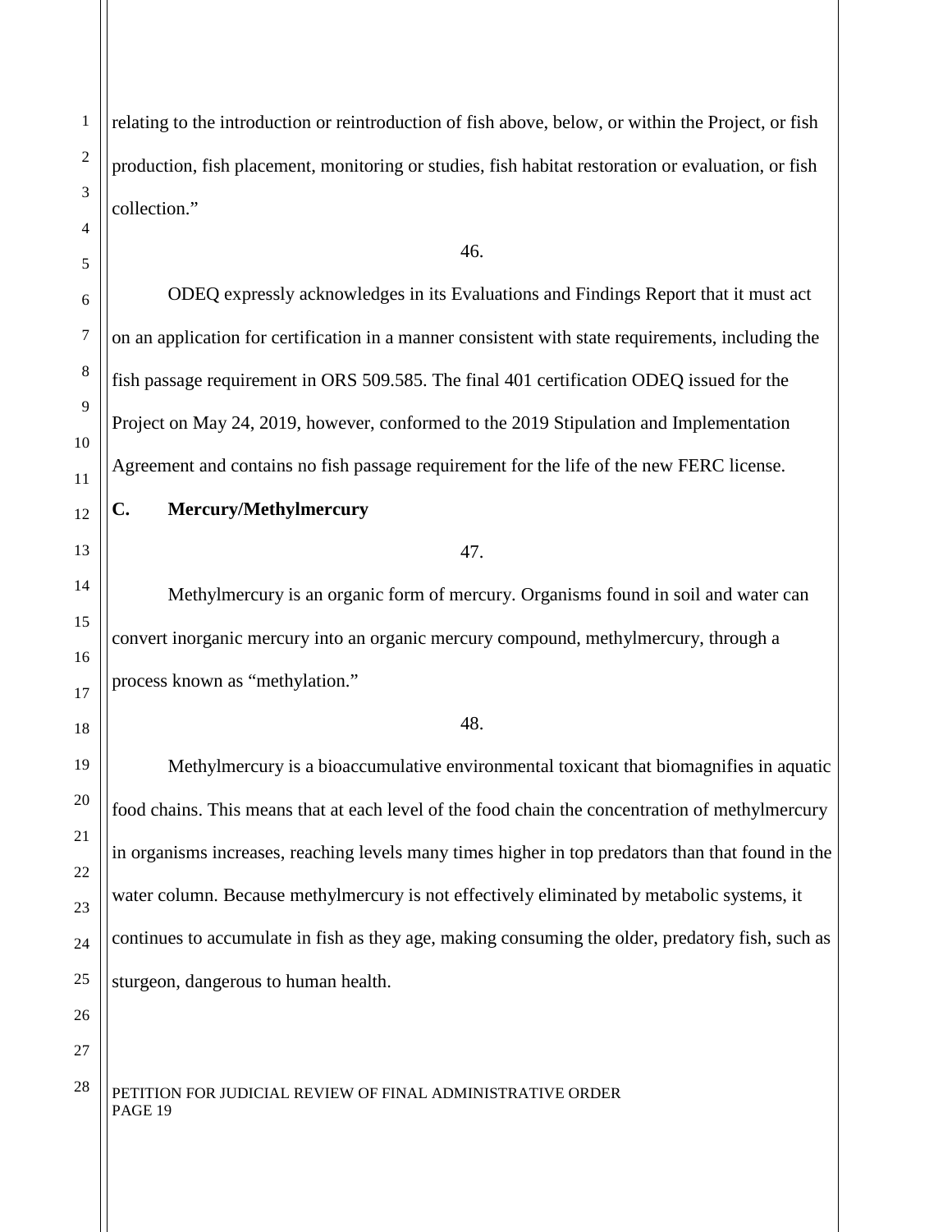relating to the introduction or reintroduction of fish above, below, or within the Project, or fish production, fish placement, monitoring or studies, fish habitat restoration or evaluation, or fish collection."

46.

ODEQ expressly acknowledges in its Evaluations and Findings Report that it must act on an application for certification in a manner consistent with state requirements, including the fish passage requirement in ORS 509.585. The final 401 certification ODEQ issued for the Project on May 24, 2019, however, conformed to the 2019 Stipulation and Implementation Agreement and contains no fish passage requirement for the life of the new FERC license.

**C. Mercury/Methylmercury**

47.

Methylmercury is an organic form of mercury. Organisms found in soil and water can convert inorganic mercury into an organic mercury compound, methylmercury, through a process known as "methylation."

48.

Methylmercury is a bioaccumulative environmental toxicant that biomagnifies in aquatic food chains. This means that at each level of the food chain the concentration of methylmercury in organisms increases, reaching levels many times higher in top predators than that found in the water column. Because methylmercury is not effectively eliminated by metabolic systems, it continues to accumulate in fish as they age, making consuming the older, predatory fish, such as sturgeon, dangerous to human health.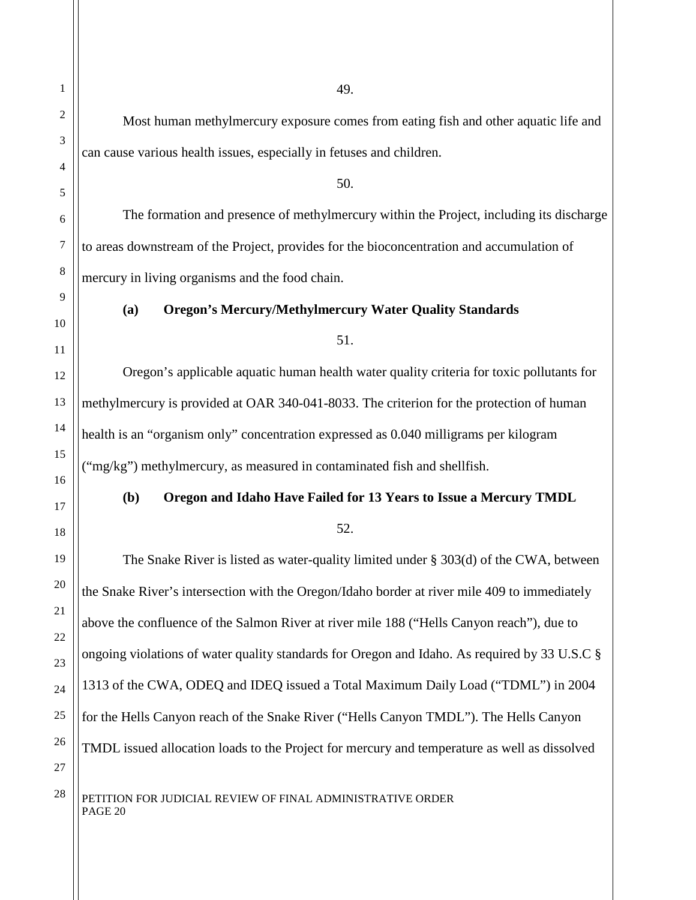49.

Most human methylmercury exposure comes from eating fish and other aquatic life and can cause various health issues, especially in fetuses and children.

50.

The formation and presence of methylmercury within the Project, including its discharge to areas downstream of the Project, provides for the bioconcentration and accumulation of mercury in living organisms and the food chain.

**(a) Oregon's Mercury/Methylmercury Water Quality Standards**

51.

Oregon's applicable aquatic human health water quality criteria for toxic pollutants for methylmercury is provided at OAR 340-041-8033. The criterion for the protection of human health is an "organism only" concentration expressed as 0.040 milligrams per kilogram ("mg/kg") methylmercury, as measured in contaminated fish and shellfish.

**(b) Oregon and Idaho Have Failed for 13 Years to Issue a Mercury TMDL**

52.

The Snake River is listed as water-quality limited under § 303(d) of the CWA, between the Snake River's intersection with the Oregon/Idaho border at river mile 409 to immediately above the confluence of the Salmon River at river mile 188 ("Hells Canyon reach"), due to ongoing violations of water quality standards for Oregon and Idaho. As required by 33 U.S.C § 1313 of the CWA, ODEQ and IDEQ issued a Total Maximum Daily Load ("TDML") in 2004 for the Hells Canyon reach of the Snake River ("Hells Canyon TMDL"). The Hells Canyon TMDL issued allocation loads to the Project for mercury and temperature as well as dissolved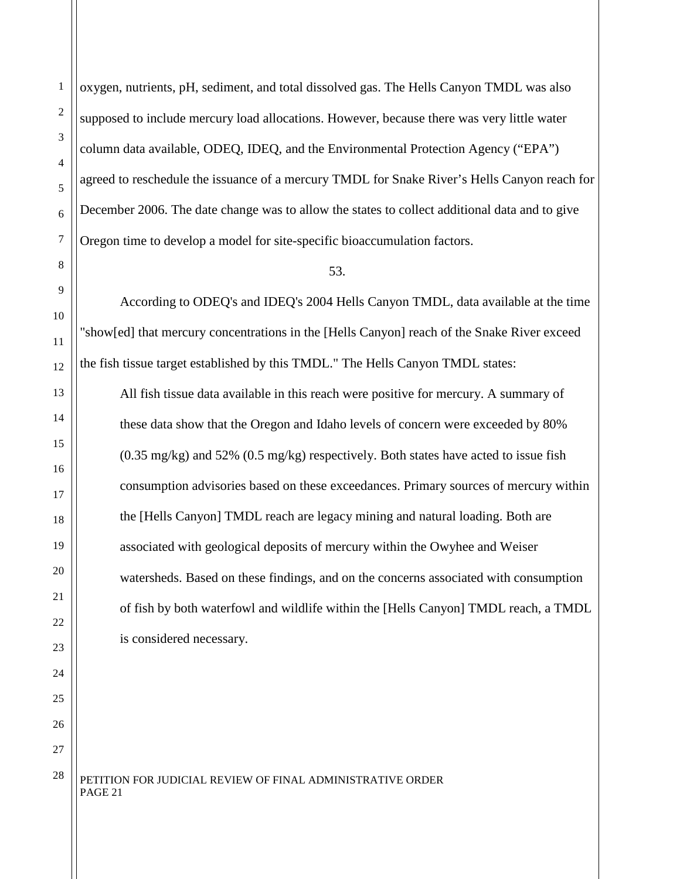oxygen, nutrients, pH, sediment, and total dissolved gas. The Hells Canyon TMDL was also supposed to include mercury load allocations. However, because there was very little water column data available, ODEQ, IDEQ, and the Environmental Protection Agency ("EPA") agreed to reschedule the issuance of a mercury TMDL for Snake River's Hells Canyon reach for December 2006. The date change was to allow the states to collect additional data and to give Oregon time to develop a model for site-specific bioaccumulation factors.

53.

According to ODEQ's and IDEQ's 2004 Hells Canyon TMDL, data available at the time "show[ed] that mercury concentrations in the [Hells Canyon] reach of the Snake River exceed the fish tissue target established by this TMDL." The Hells Canyon TMDL states:

> All fish tissue data available in this reach were positive for mercury. A summary of these data show that the Oregon and Idaho levels of concern were exceeded by 80% (0.35 mg/kg) and 52% (0.5 mg/kg) respectively. Both states have acted to issue fish consumption advisories based on these exceedances. Primary sources of mercury within the [Hells Canyon] TMDL reach are legacy mining and natural loading. Both are associated with geological deposits of mercury within the Owyhee and Weiser watersheds. Based on these findings, and on the concerns associated with consumption of fish by both waterfowl and wildlife within the [Hells Canyon] TMDL reach, a TMDL is considered necessary.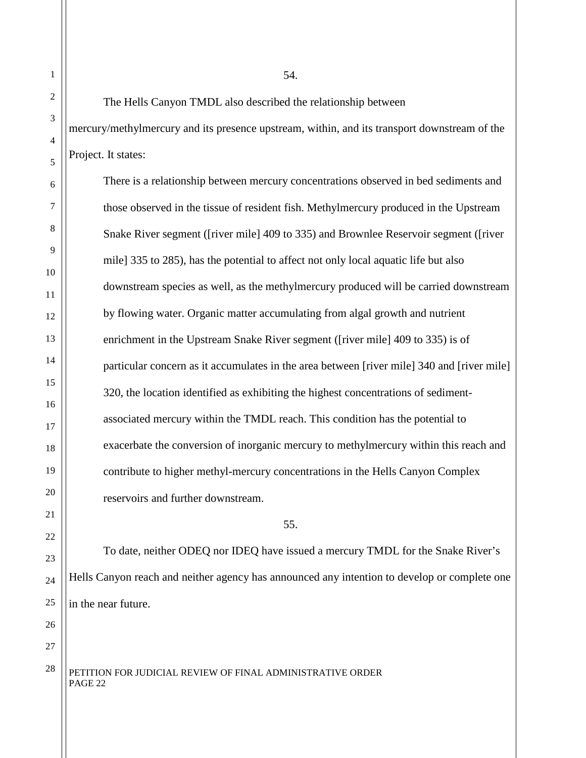54.

The Hells Canyon TMDL also described the relationship between mercury/methylmercury and its presence upstream, within, and its transport downstream of the Project. It states:

> There is a relationship between mercury concentrations observed in bed sediments and those observed in the tissue of resident fish. Methylmercury produced in the Upstream Snake River segment ([river mile] 409 to 335) and Brownlee Reservoir segment ([river mile] 335 to 285), has the potential to affect not only local aquatic life but also downstream species as well, as the methylmercury produced will be carried downstream by flowing water. Organic matter accumulating from algal growth and nutrient enrichment in the Upstream Snake River segment ([river mile] 409 to 335) is of particular concern as it accumulates in the area between [river mile] 340 and [river mile] 320, the location identified as exhibiting the highest concentrations of sediment-associated mercury within the TMDL reach. This condition has the potential to exacerbate the conversion of inorganic mercury to methylmercury within this reach and contribute to higher methyl-mercury concentrations in the Hells Canyon Complex reservoirs and further downstream.

55.

To date, neither ODEQ nor IDEQ have issued a mercury TMDL for the Snake River's Hells Canyon reach and neither agency has announced any intention to develop or complete one in the near future.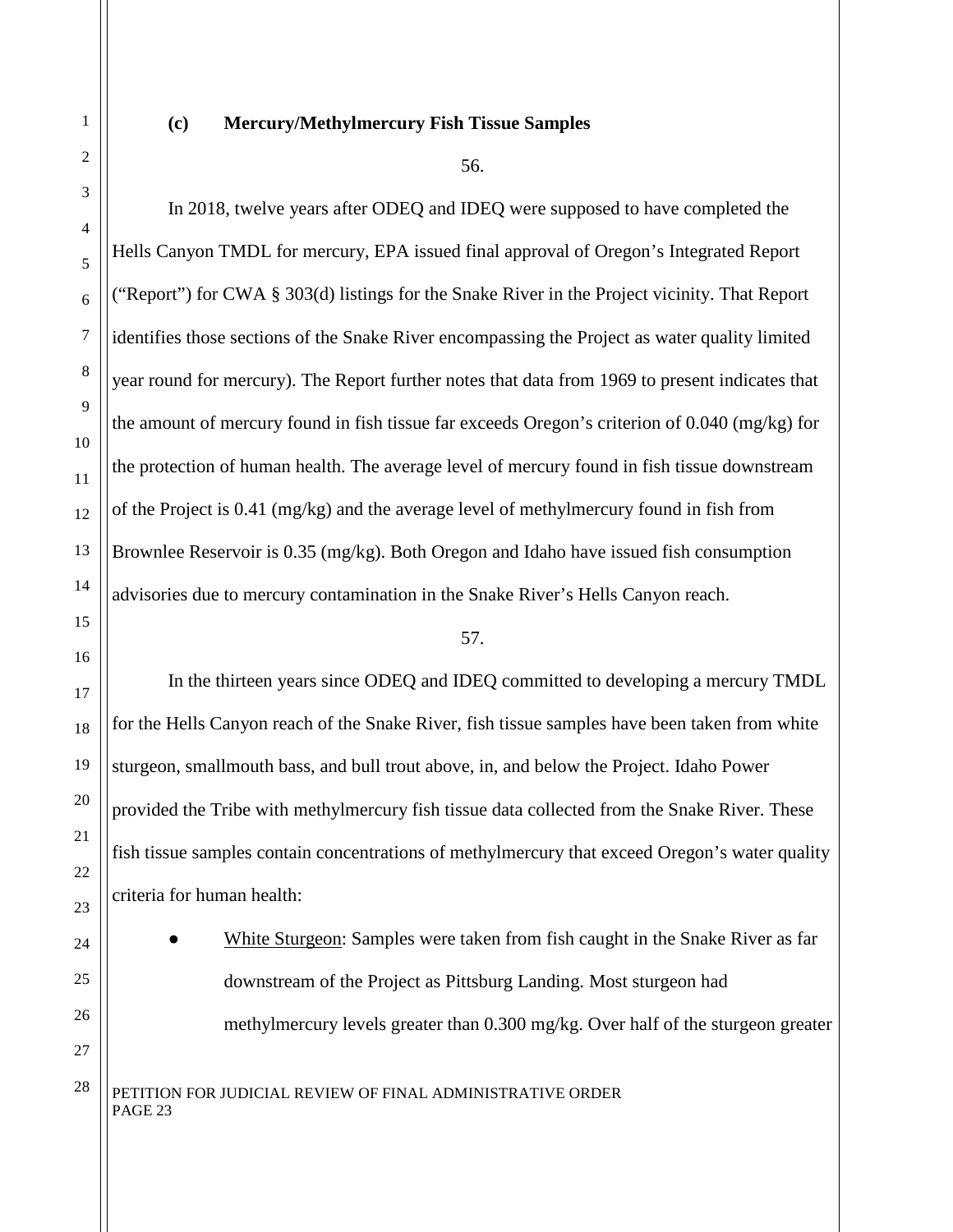### (c) Mercury/Methylmercury Fish Tissue Samples

56.

In 2018, twelve years after ODEQ and IDEQ were supposed to have completed the Hells Canyon TMDL for mercury, EPA issued final approval of Oregon's Integrated Report ("Report") for CWA § 303(d) listings for the Snake River in the Project vicinity. That Report identifies those sections of the Snake River encompassing the Project as water quality limited year round for mercury). The Report further notes that data from 1969 to present indicates that the amount of mercury found in fish tissue far exceeds Oregon's criterion of 0.040 (mg/kg) for the protection of human health. The average level of mercury found in fish tissue downstream of the Project is 0.41 (mg/kg) and the average level of methylmercury found in fish from Brownlee Reservoir is 0.35 (mg/kg). Both Oregon and Idaho have issued fish consumption advisories due to mercury contamination in the Snake River's Hells Canyon reach.

57.

In the thirteen years since ODEQ and IDEQ committed to developing a mercury TMDL for the Hells Canyon reach of the Snake River, fish tissue samples have been taken from white sturgeon, smallmouth bass, and bull trout above, in, and below the Project. Idaho Power provided the Tribe with methylmercury fish tissue data collected from the Snake River. These fish tissue samples contain concentrations of methylmercury that exceed Oregon's water quality criteria for human health:

- White Sturgeon: Samples were taken from fish caught in the Snake River as far downstream of the Project as Pittsburg Landing. Most sturgeon had methylmercury levels greater than 0.300 mg/kg. Over half of the sturgeon greater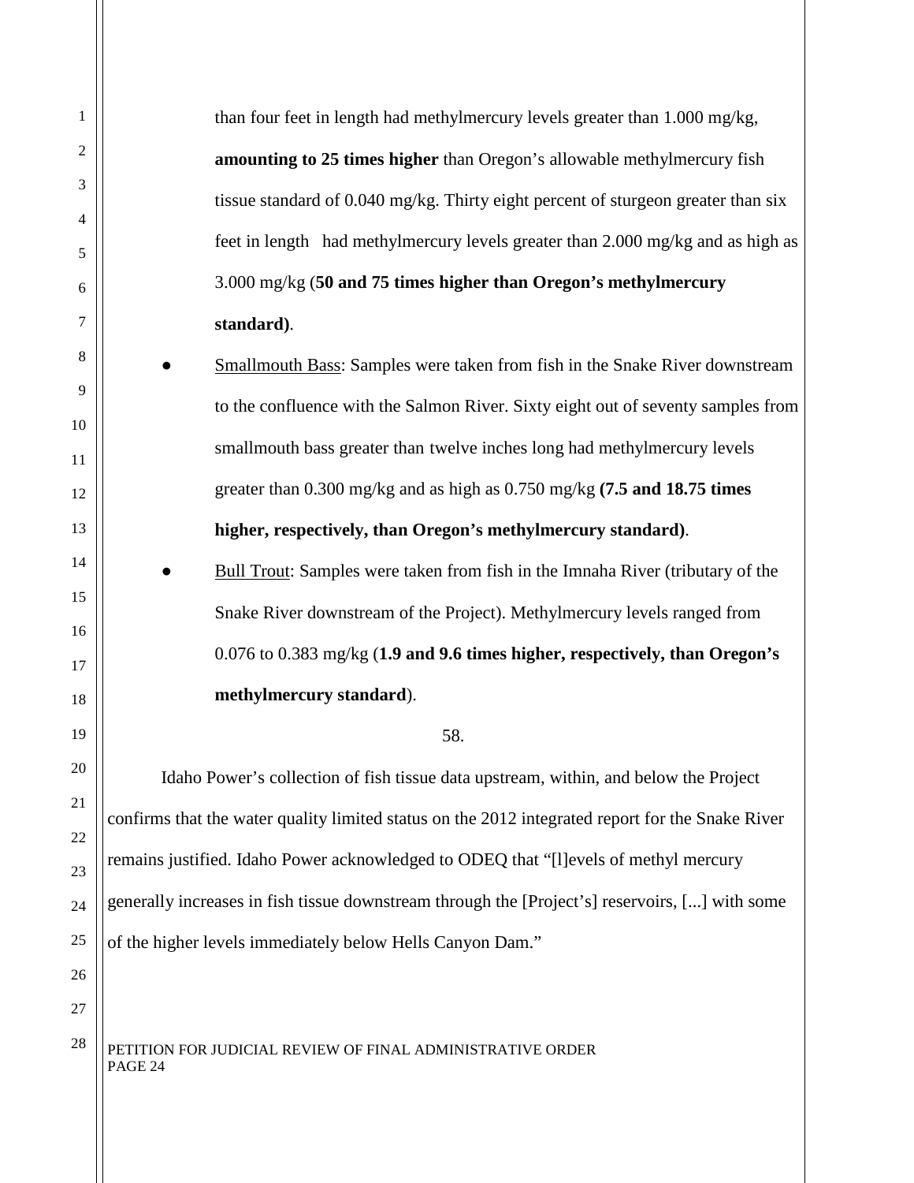than four feet in length had methylmercury levels greater than 1.000 mg/kg, **amounting to 25 times higher** than Oregon's allowable methylmercury fish tissue standard of 0.040 mg/kg. Thirty eight percent of sturgeon greater than six feet in length had methylmercury levels greater than 2.000 mg/kg and as high as 3.000 mg/kg (**50 and 75 times higher than Oregon's methylmercury standard)**.

- Smallmouth Bass: Samples were taken from fish in the Snake River downstream to the confluence with the Salmon River. Sixty eight out of seventy samples from smallmouth bass greater than twelve inches long had methylmercury levels greater than 0.300 mg/kg and as high as 0.750 mg/kg **(7.5 and 18.75 times higher, respectively, than Oregon's methylmercury standard)**.
- Bull Trout: Samples were taken from fish in the Imnaha River (tributary of the Snake River downstream of the Project). Methylmercury levels ranged from 0.076 to 0.383 mg/kg (**1.9 and 9.6 times higher, respectively, than Oregon's methylmercury standard**).

58.

Idaho Power's collection of fish tissue data upstream, within, and below the Project confirms that the water quality limited status on the 2012 integrated report for the Snake River remains justified. Idaho Power acknowledged to ODEQ that "[l]evels of methyl mercury generally increases in fish tissue downstream through the [Project's] reservoirs, [...] with some of the higher levels immediately below Hells Canyon Dam."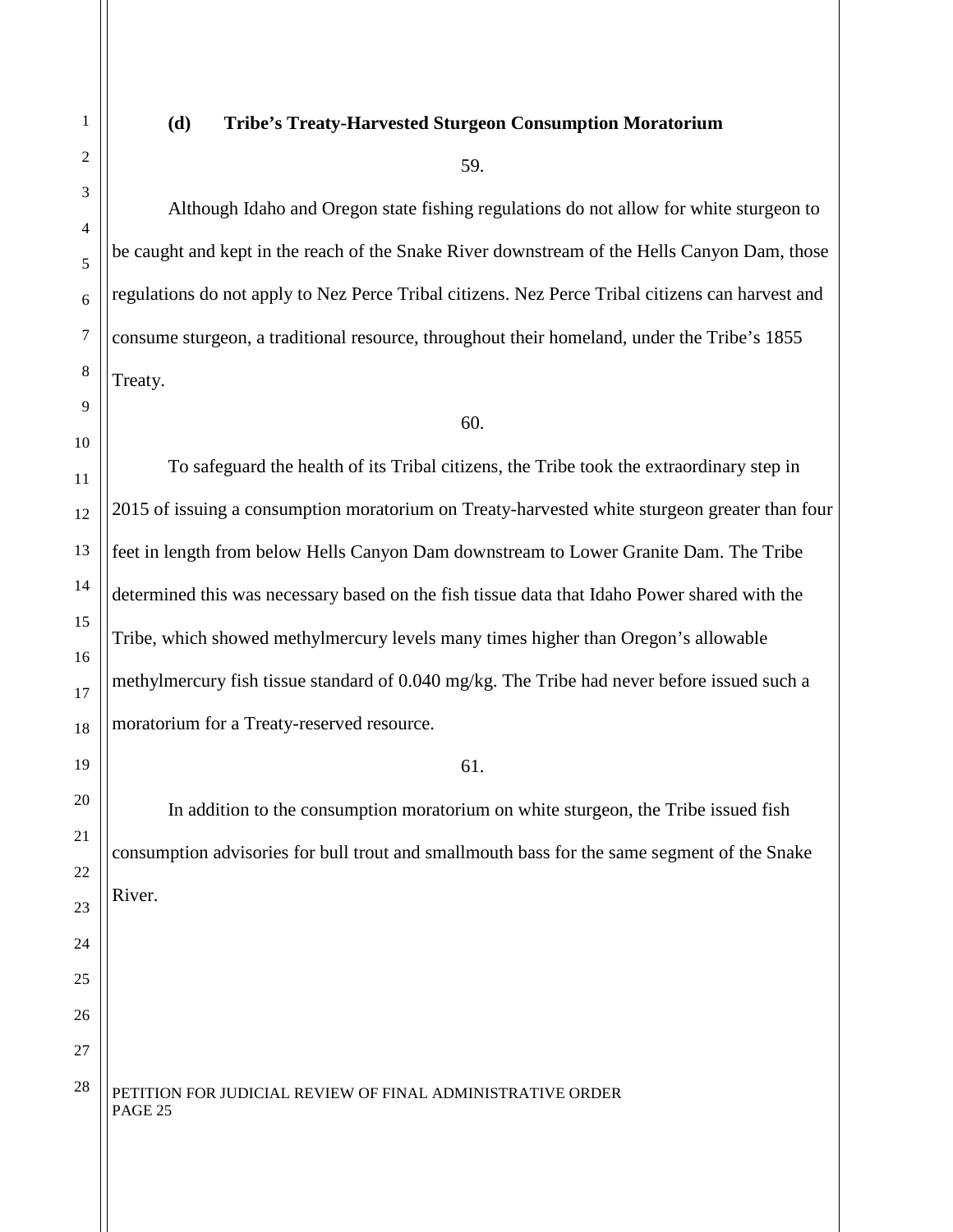### (d) Tribe's Treaty-Harvested Sturgeon Consumption Moratorium

59.

Although Idaho and Oregon state fishing regulations do not allow for white sturgeon to be caught and kept in the reach of the Snake River downstream of the Hells Canyon Dam, those regulations do not apply to Nez Perce Tribal citizens. Nez Perce Tribal citizens can harvest and consume sturgeon, a traditional resource, throughout their homeland, under the Tribe's 1855 Treaty.

60.

To safeguard the health of its Tribal citizens, the Tribe took the extraordinary step in 2015 of issuing a consumption moratorium on Treaty-harvested white sturgeon greater than four feet in length from below Hells Canyon Dam downstream to Lower Granite Dam. The Tribe determined this was necessary based on the fish tissue data that Idaho Power shared with the Tribe, which showed methylmercury levels many times higher than Oregon's allowable methylmercury fish tissue standard of 0.040 mg/kg. The Tribe had never before issued such a moratorium for a Treaty-reserved resource.

61.

In addition to the consumption moratorium on white sturgeon, the Tribe issued fish consumption advisories for bull trout and smallmouth bass for the same segment of the Snake River.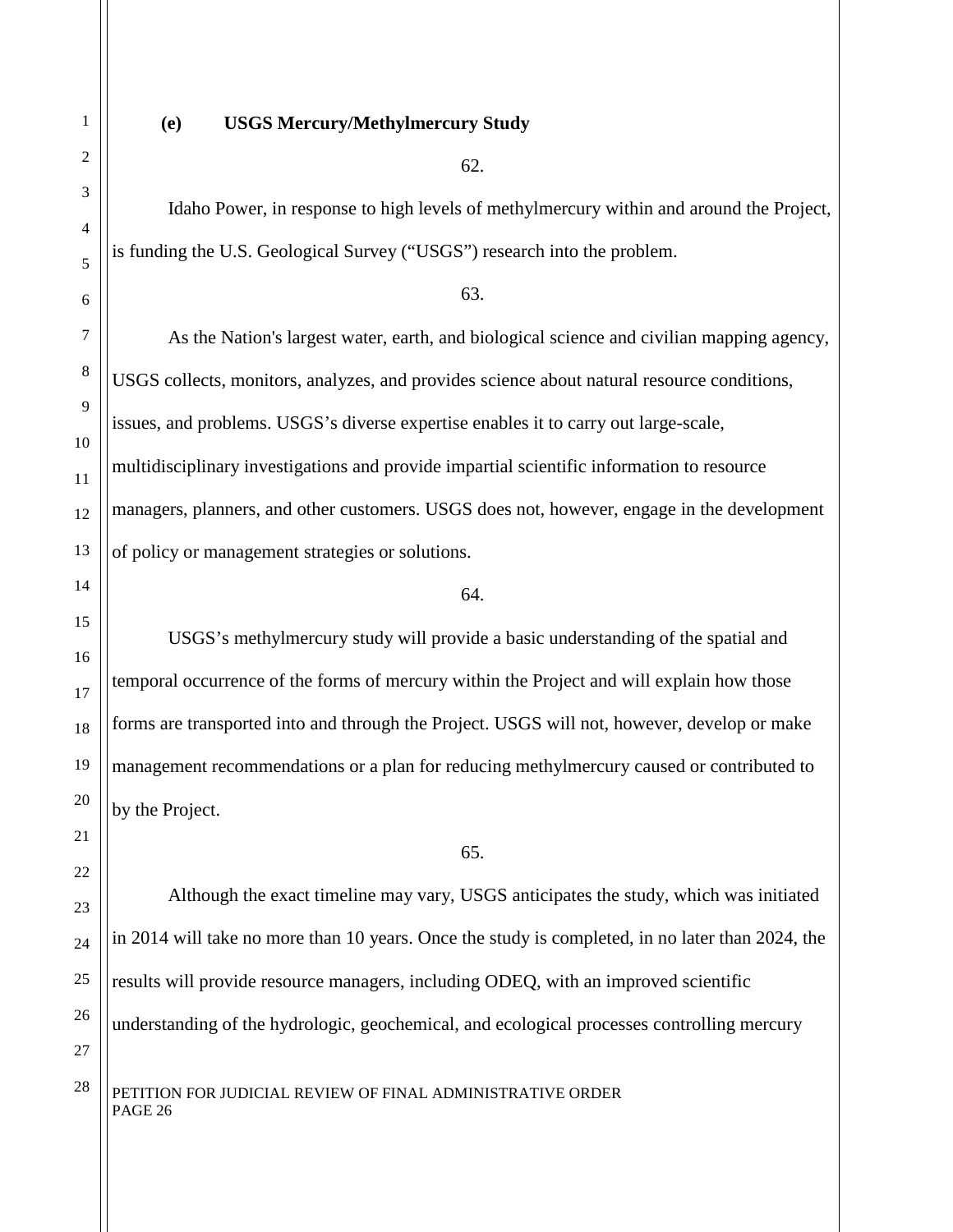**(e) USGS Mercury/Methylmercury Study**

62.

Idaho Power, in response to high levels of methylmercury within and around the Project, is funding the U.S. Geological Survey ("USGS") research into the problem.

63.

As the Nation's largest water, earth, and biological science and civilian mapping agency, USGS collects, monitors, analyzes, and provides science about natural resource conditions, issues, and problems. USGS's diverse expertise enables it to carry out large-scale, multidisciplinary investigations and provide impartial scientific information to resource managers, planners, and other customers. USGS does not, however, engage in the development of policy or management strategies or solutions.

64.

USGS's methylmercury study will provide a basic understanding of the spatial and temporal occurrence of the forms of mercury within the Project and will explain how those forms are transported into and through the Project. USGS will not, however, develop or make management recommendations or a plan for reducing methylmercury caused or contributed to by the Project.

65.

Although the exact timeline may vary, USGS anticipates the study, which was initiated in 2014 will take no more than 10 years. Once the study is completed, in no later than 2024, the results will provide resource managers, including ODEQ, with an improved scientific understanding of the hydrologic, geochemical, and ecological processes controlling mercury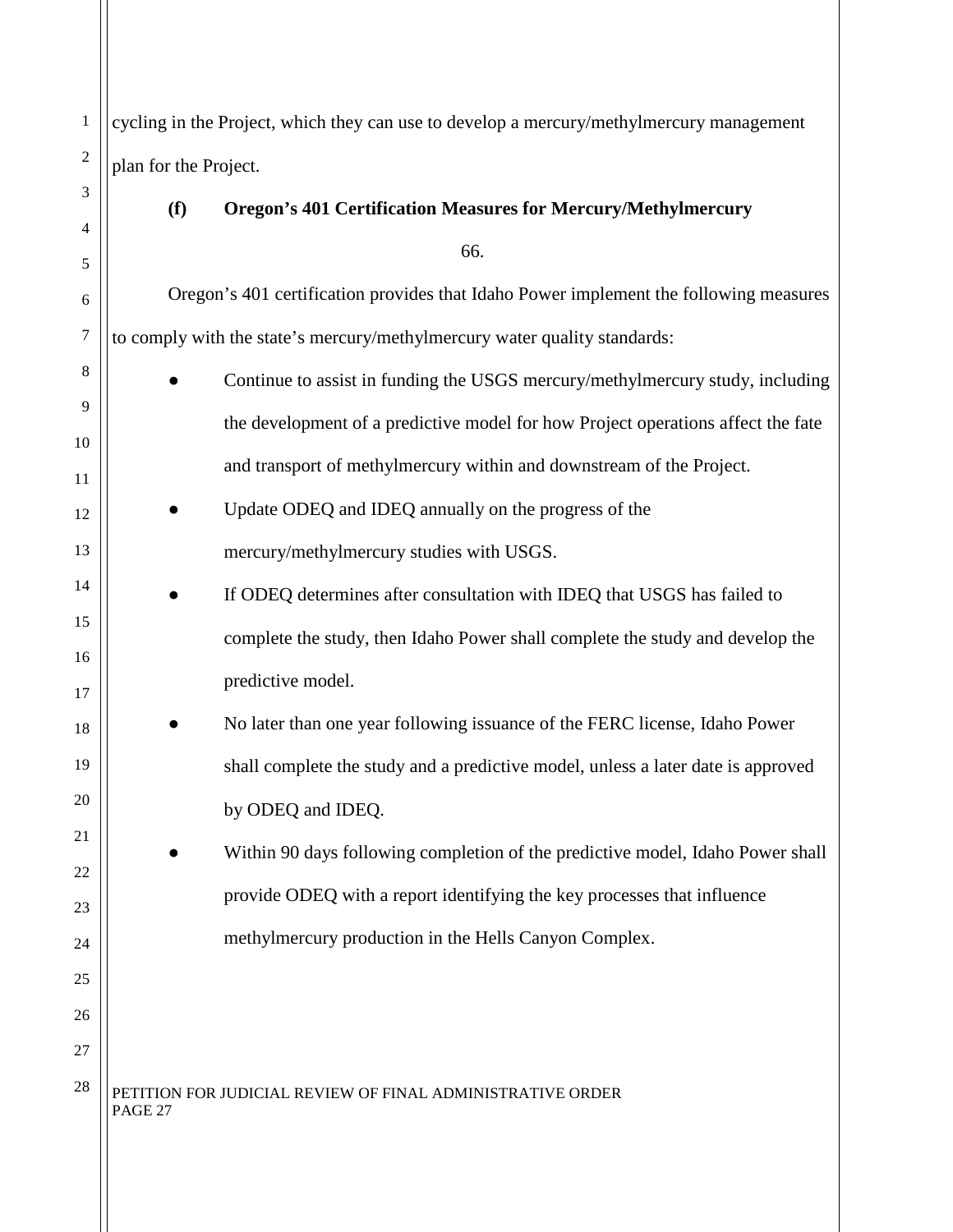cycling in the Project, which they can use to develop a mercury/methylmercury management plan for the Project.

**(f) Oregon's 401 Certification Measures for Mercury/Methylmercury**

66.

Oregon's 401 certification provides that Idaho Power implement the following measures to comply with the state's mercury/methylmercury water quality standards:

- Continue to assist in funding the USGS mercury/methylmercury study, including the development of a predictive model for how Project operations affect the fate and transport of methylmercury within and downstream of the Project.
- Update ODEQ and IDEQ annually on the progress of the mercury/methylmercury studies with USGS.
- If ODEQ determines after consultation with IDEQ that USGS has failed to complete the study, then Idaho Power shall complete the study and develop the predictive model.
- No later than one year following issuance of the FERC license, Idaho Power shall complete the study and a predictive model, unless a later date is approved by ODEQ and IDEQ.
- Within 90 days following completion of the predictive model, Idaho Power shall provide ODEQ with a report identifying the key processes that influence methylmercury production in the Hells Canyon Complex.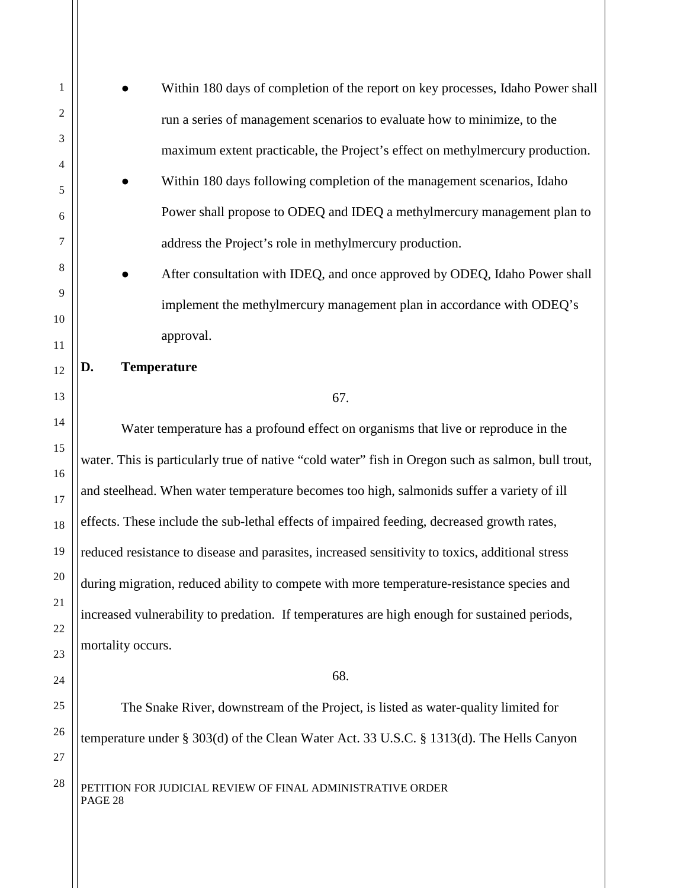- Within 180 days of completion of the report on key processes, Idaho Power shall run a series of management scenarios to evaluate how to minimize, to the maximum extent practicable, the Project's effect on methylmercury production.
- Within 180 days following completion of the management scenarios, Idaho Power shall propose to ODEQ and IDEQ a methylmercury management plan to address the Project's role in methylmercury production.
- After consultation with IDEQ, and once approved by ODEQ, Idaho Power shall implement the methylmercury management plan in accordance with ODEQ's approval.

**D. Temperature**

67.

Water temperature has a profound effect on organisms that live or reproduce in the water. This is particularly true of native "cold water" fish in Oregon such as salmon, bull trout, and steelhead. When water temperature becomes too high, salmonids suffer a variety of ill effects. These include the sub-lethal effects of impaired feeding, decreased growth rates, reduced resistance to disease and parasites, increased sensitivity to toxics, additional stress during migration, reduced ability to compete with more temperature-resistance species and increased vulnerability to predation. If temperatures are high enough for sustained periods, mortality occurs.

68.

The Snake River, downstream of the Project, is listed as water-quality limited for temperature under § 303(d) of the Clean Water Act. 33 U.S.C. § 1313(d). The Hells Canyon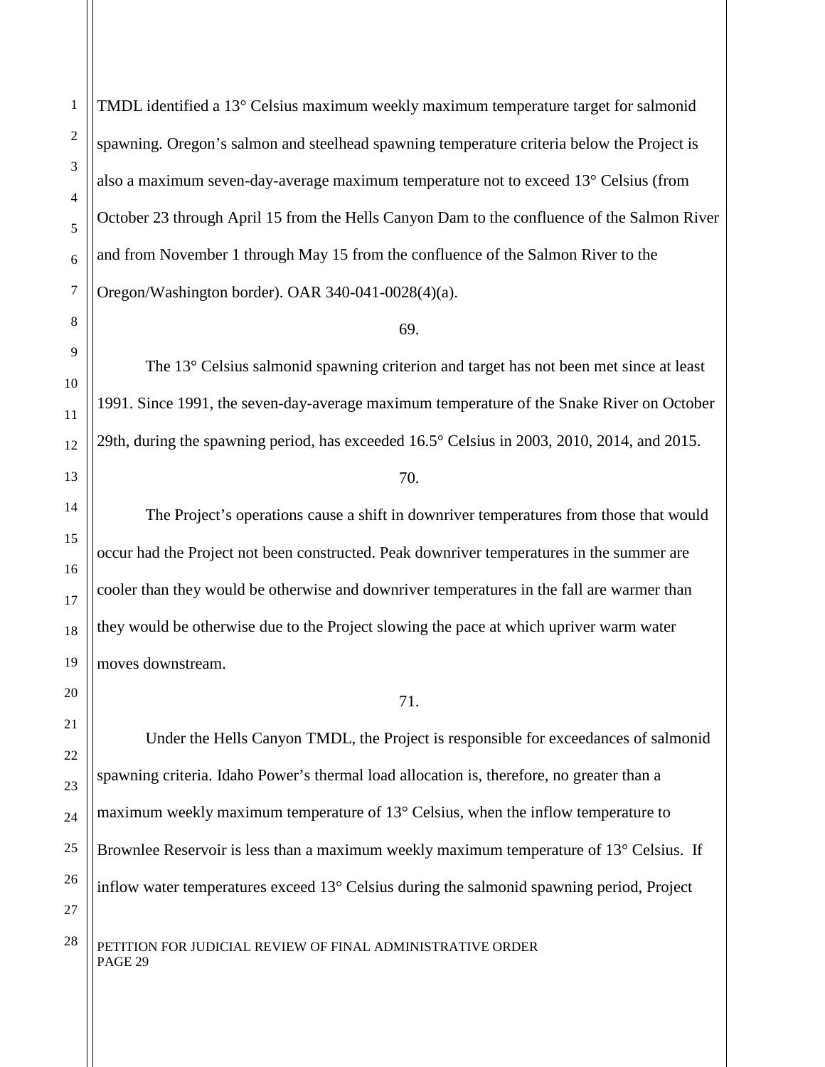TMDL identified a 13° Celsius maximum weekly maximum temperature target for salmonid spawning. Oregon's salmon and steelhead spawning temperature criteria below the Project is also a maximum seven-day-average maximum temperature not to exceed 13° Celsius (from October 23 through April 15 from the Hells Canyon Dam to the confluence of the Salmon River and from November 1 through May 15 from the confluence of the Salmon River to the Oregon/Washington border). OAR 340-041-0028(4)(a).

69.

The 13° Celsius salmonid spawning criterion and target has not been met since at least 1991. Since 1991, the seven-day-average maximum temperature of the Snake River on October 29th, during the spawning period, has exceeded 16.5° Celsius in 2003, 2010, 2014, and 2015.

70.

The Project's operations cause a shift in downriver temperatures from those that would occur had the Project not been constructed. Peak downriver temperatures in the summer are cooler than they would be otherwise and downriver temperatures in the fall are warmer than they would be otherwise due to the Project slowing the pace at which upriver warm water moves downstream.

71.

Under the Hells Canyon TMDL, the Project is responsible for exceedances of salmonid spawning criteria. Idaho Power's thermal load allocation is, therefore, no greater than a maximum weekly maximum temperature of 13° Celsius, when the inflow temperature to Brownlee Reservoir is less than a maximum weekly maximum temperature of 13° Celsius. If inflow water temperatures exceed 13° Celsius during the salmonid spawning period, Project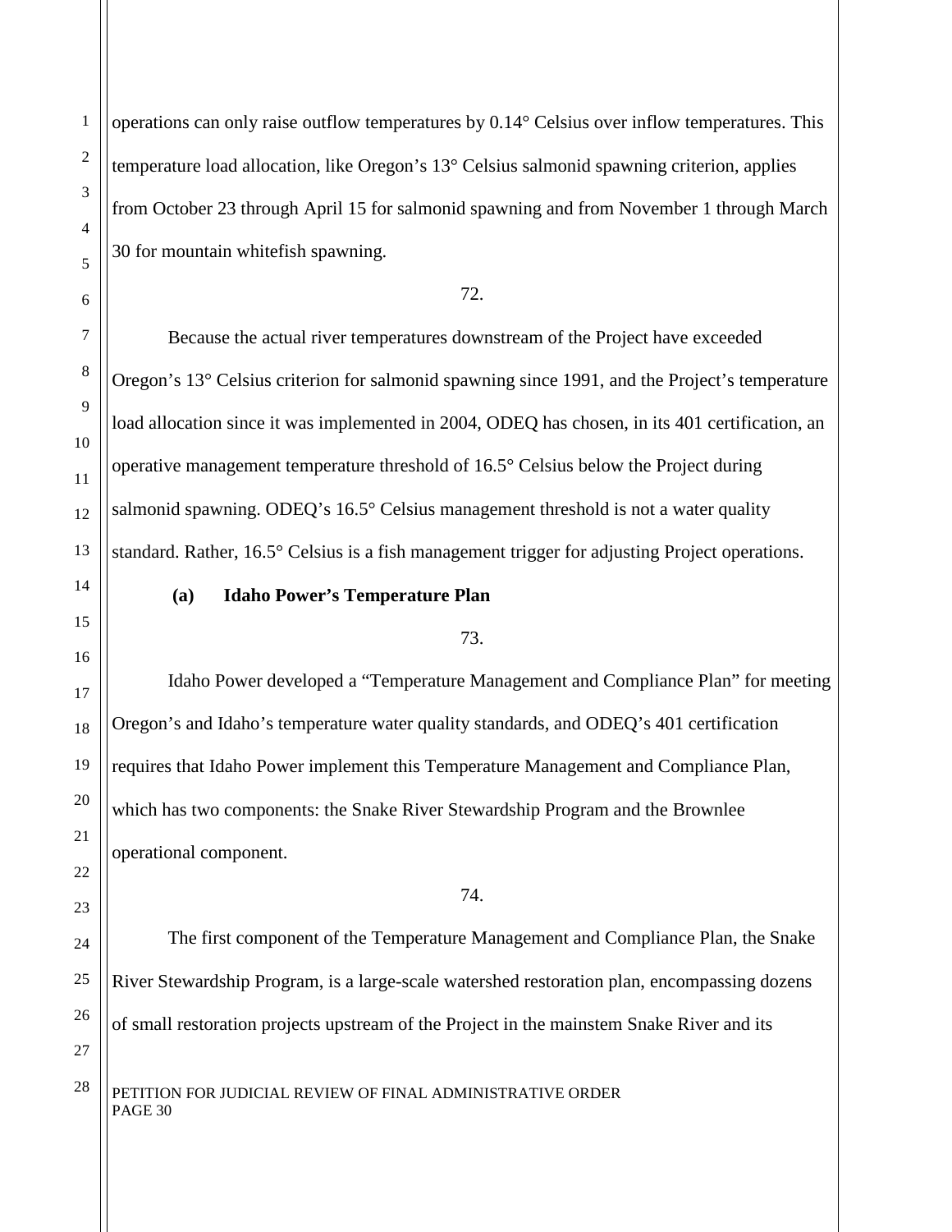operations can only raise outflow temperatures by 0.14° Celsius over inflow temperatures. This temperature load allocation, like Oregon's 13° Celsius salmonid spawning criterion, applies from October 23 through April 15 for salmonid spawning and from November 1 through March 30 for mountain whitefish spawning.

72.

Because the actual river temperatures downstream of the Project have exceeded Oregon's 13° Celsius criterion for salmonid spawning since 1991, and the Project's temperature load allocation since it was implemented in 2004, ODEQ has chosen, in its 401 certification, an operative management temperature threshold of 16.5° Celsius below the Project during salmonid spawning. ODEQ's 16.5° Celsius management threshold is not a water quality standard. Rather, 16.5° Celsius is a fish management trigger for adjusting Project operations.

**(a) Idaho Power's Temperature Plan**

73.

Idaho Power developed a "Temperature Management and Compliance Plan" for meeting Oregon's and Idaho's temperature water quality standards, and ODEQ's 401 certification requires that Idaho Power implement this Temperature Management and Compliance Plan, which has two components: the Snake River Stewardship Program and the Brownlee operational component.

74.

The first component of the Temperature Management and Compliance Plan, the Snake River Stewardship Program, is a large-scale watershed restoration plan, encompassing dozens of small restoration projects upstream of the Project in the mainstem Snake River and its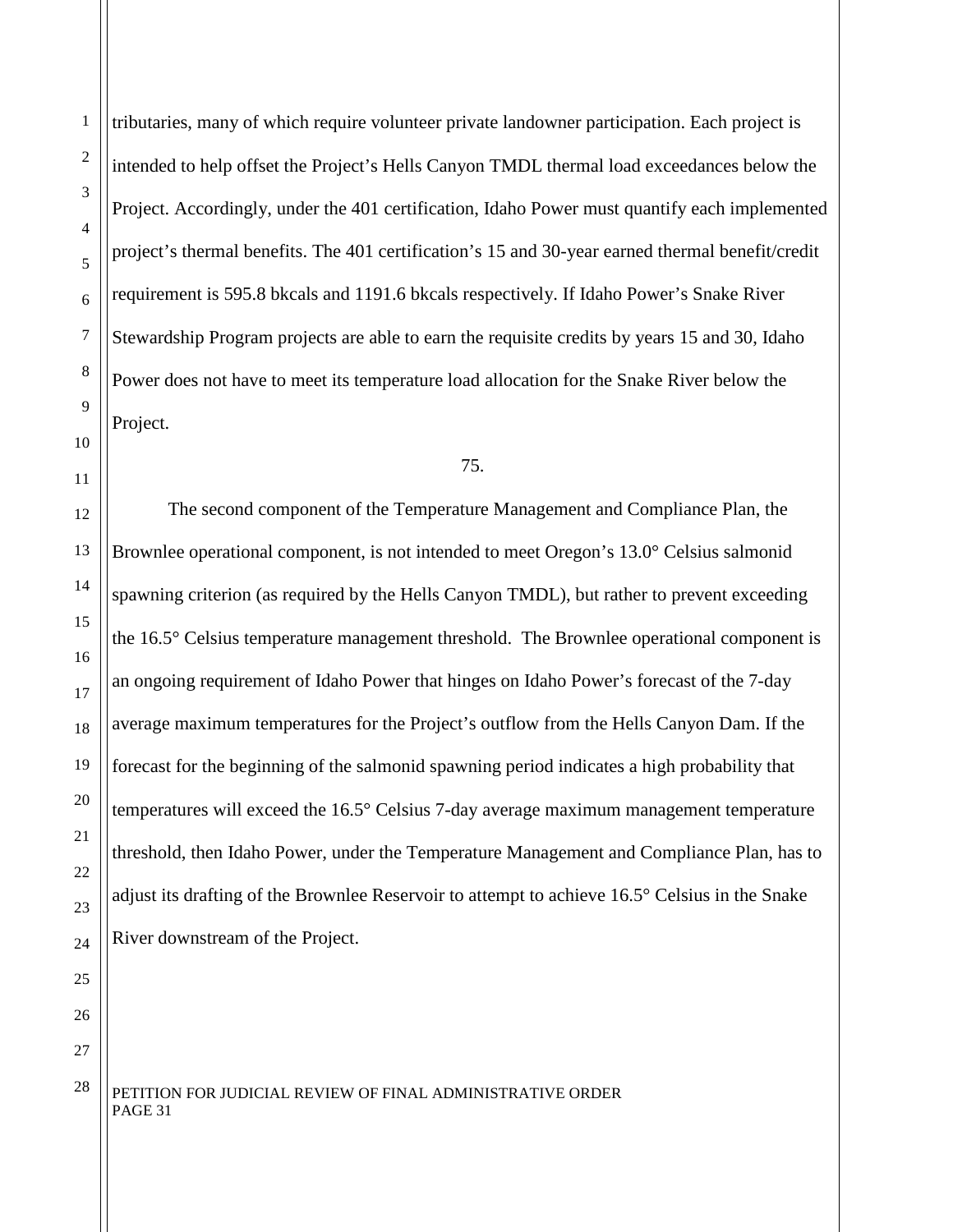tributaries, many of which require volunteer private landowner participation. Each project is intended to help offset the Project's Hells Canyon TMDL thermal load exceedances below the Project. Accordingly, under the 401 certification, Idaho Power must quantify each implemented project's thermal benefits. The 401 certification's 15 and 30-year earned thermal benefit/credit requirement is 595.8 bkcals and 1191.6 bkcals respectively. If Idaho Power's Snake River Stewardship Program projects are able to earn the requisite credits by years 15 and 30, Idaho Power does not have to meet its temperature load allocation for the Snake River below the Project.

75.

The second component of the Temperature Management and Compliance Plan, the Brownlee operational component, is not intended to meet Oregon's 13.0° Celsius salmonid spawning criterion (as required by the Hells Canyon TMDL), but rather to prevent exceeding the 16.5° Celsius temperature management threshold. The Brownlee operational component is an ongoing requirement of Idaho Power that hinges on Idaho Power's forecast of the 7-day average maximum temperatures for the Project's outflow from the Hells Canyon Dam. If the forecast for the beginning of the salmonid spawning period indicates a high probability that temperatures will exceed the 16.5° Celsius 7-day average maximum management temperature threshold, then Idaho Power, under the Temperature Management and Compliance Plan, has to adjust its drafting of the Brownlee Reservoir to attempt to achieve 16.5° Celsius in the Snake River downstream of the Project.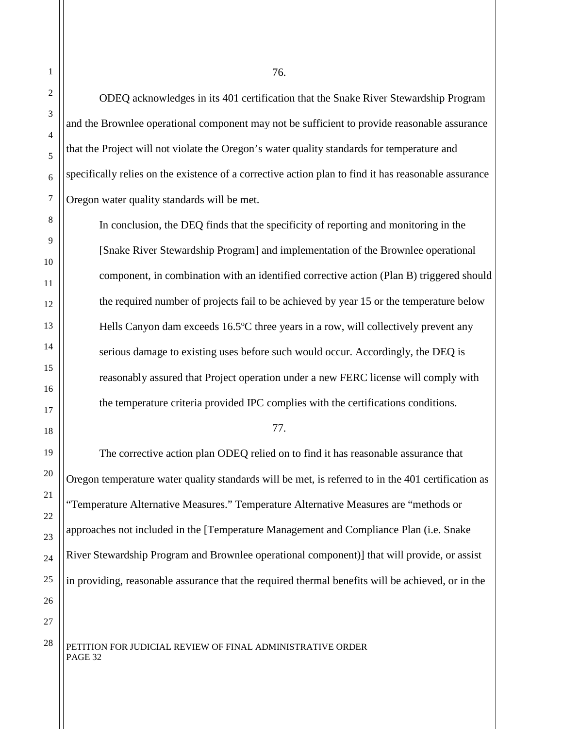76.

ODEQ acknowledges in its 401 certification that the Snake River Stewardship Program and the Brownlee operational component may not be sufficient to provide reasonable assurance that the Project will not violate the Oregon's water quality standards for temperature and specifically relies on the existence of a corrective action plan to find it has reasonable assurance Oregon water quality standards will be met.

> In conclusion, the DEQ finds that the specificity of reporting and monitoring in the [Snake River Stewardship Program] and implementation of the Brownlee operational component, in combination with an identified corrective action (Plan B) triggered should the required number of projects fail to be achieved by year 15 or the temperature below Hells Canyon dam exceeds 16.5ºC three years in a row, will collectively prevent any serious damage to existing uses before such would occur. Accordingly, the DEQ is reasonably assured that Project operation under a new FERC license will comply with the temperature criteria provided IPC complies with the certifications conditions.

77.

The corrective action plan ODEQ relied on to find it has reasonable assurance that Oregon temperature water quality standards will be met, is referred to in the 401 certification as "Temperature Alternative Measures." Temperature Alternative Measures are "methods or approaches not included in the [Temperature Management and Compliance Plan (i.e. Snake River Stewardship Program and Brownlee operational component)] that will provide, or assist in providing, reasonable assurance that the required thermal benefits will be achieved, or in the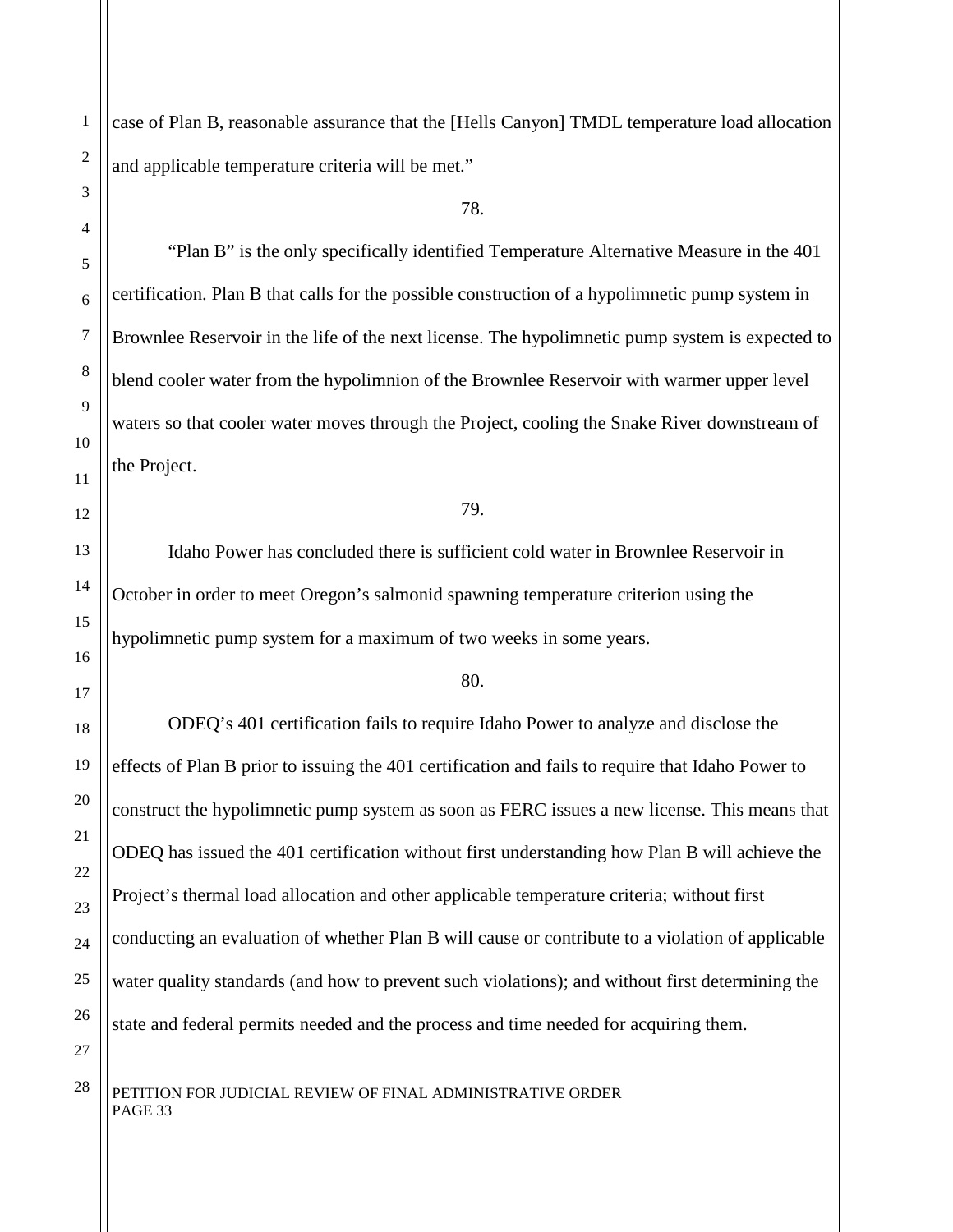case of Plan B, reasonable assurance that the [Hells Canyon] TMDL temperature load allocation and applicable temperature criteria will be met."

78.

"Plan B" is the only specifically identified Temperature Alternative Measure in the 401 certification. Plan B that calls for the possible construction of a hypolimnetic pump system in Brownlee Reservoir in the life of the next license. The hypolimnetic pump system is expected to blend cooler water from the hypolimnion of the Brownlee Reservoir with warmer upper level waters so that cooler water moves through the Project, cooling the Snake River downstream of the Project.

79.

Idaho Power has concluded there is sufficient cold water in Brownlee Reservoir in October in order to meet Oregon's salmonid spawning temperature criterion using the hypolimnetic pump system for a maximum of two weeks in some years.

80.

ODEQ's 401 certification fails to require Idaho Power to analyze and disclose the effects of Plan B prior to issuing the 401 certification and fails to require that Idaho Power to construct the hypolimnetic pump system as soon as FERC issues a new license. This means that ODEQ has issued the 401 certification without first understanding how Plan B will achieve the Project's thermal load allocation and other applicable temperature criteria; without first conducting an evaluation of whether Plan B will cause or contribute to a violation of applicable water quality standards (and how to prevent such violations); and without first determining the state and federal permits needed and the process and time needed for acquiring them.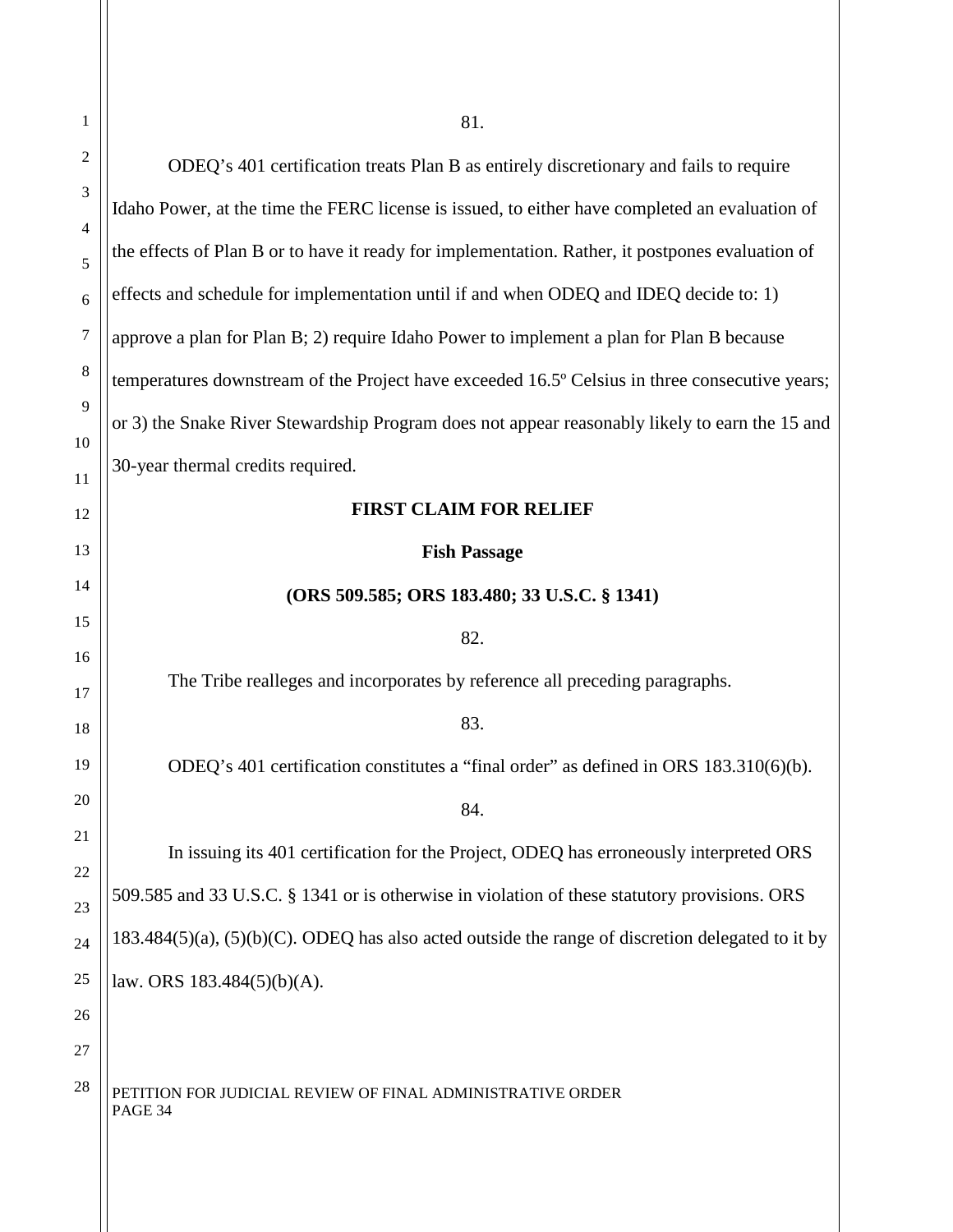81.

ODEQ's 401 certification treats Plan B as entirely discretionary and fails to require Idaho Power, at the time the FERC license is issued, to either have completed an evaluation of the effects of Plan B or to have it ready for implementation. Rather, it postpones evaluation of effects and schedule for implementation until if and when ODEQ and IDEQ decide to: 1) approve a plan for Plan B; 2) require Idaho Power to implement a plan for Plan B because temperatures downstream of the Project have exceeded 16.5º Celsius in three consecutive years; or 3) the Snake River Stewardship Program does not appear reasonably likely to earn the 15 and 30-year thermal credits required.

**FIRST CLAIM FOR RELIEF**

**Fish Passage**

**(ORS 509.585; ORS 183.480; 33 U.S.C. § 1341)**

82.

The Tribe realleges and incorporates by reference all preceding paragraphs.

83.

ODEQ's 401 certification constitutes a "final order" as defined in ORS 183.310(6)(b).

84.

In issuing its 401 certification for the Project, ODEQ has erroneously interpreted ORS 509.585 and 33 U.S.C. § 1341 or is otherwise in violation of these statutory provisions. ORS 183.484(5)(a), (5)(b)(C). ODEQ has also acted outside the range of discretion delegated to it by law. ORS 183.484(5)(b)(A).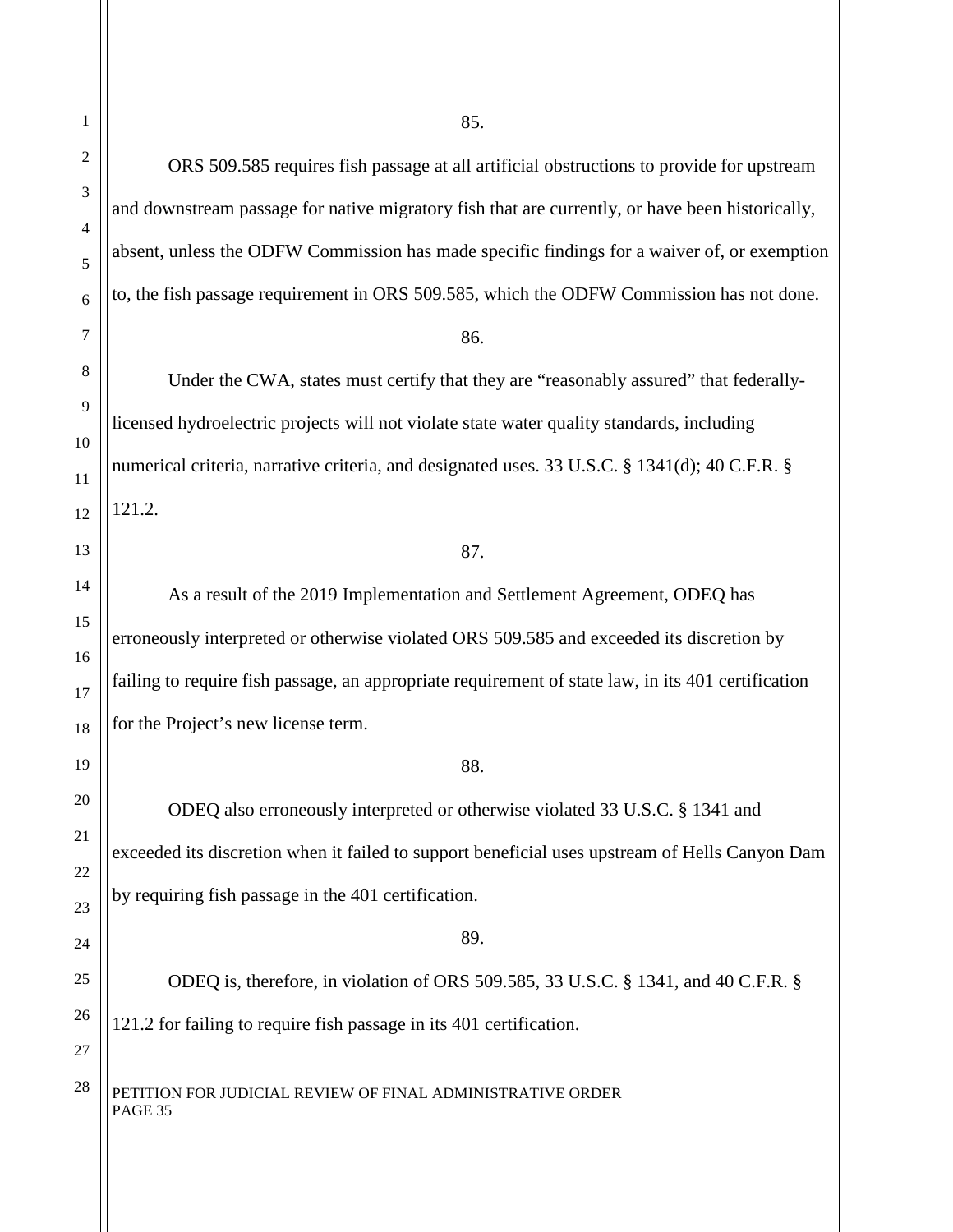85.

ORS 509.585 requires fish passage at all artificial obstructions to provide for upstream and downstream passage for native migratory fish that are currently, or have been historically, absent, unless the ODFW Commission has made specific findings for a waiver of, or exemption to, the fish passage requirement in ORS 509.585, which the ODFW Commission has not done.

86.

Under the CWA, states must certify that they are "reasonably assured" that federally-licensed hydroelectric projects will not violate state water quality standards, including numerical criteria, narrative criteria, and designated uses. 33 U.S.C. § 1341(d); 40 C.F.R. § 121.2.

87.

As a result of the 2019 Implementation and Settlement Agreement, ODEQ has erroneously interpreted or otherwise violated ORS 509.585 and exceeded its discretion by failing to require fish passage, an appropriate requirement of state law, in its 401 certification for the Project's new license term.

88.

ODEQ also erroneously interpreted or otherwise violated 33 U.S.C. § 1341 and exceeded its discretion when it failed to support beneficial uses upstream of Hells Canyon Dam by requiring fish passage in the 401 certification.

89.

ODEQ is, therefore, in violation of ORS 509.585, 33 U.S.C. § 1341, and 40 C.F.R. § 121.2 for failing to require fish passage in its 401 certification.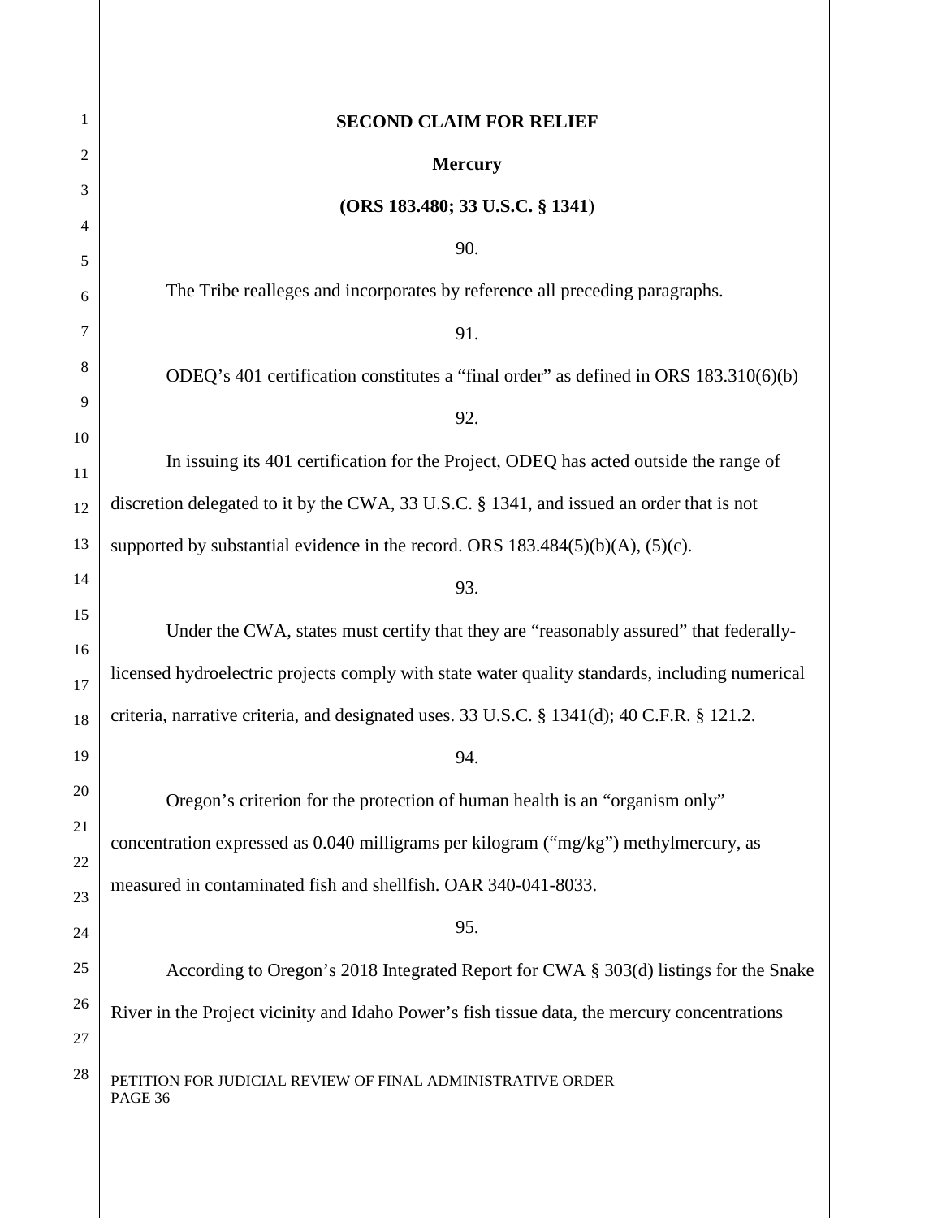**SECOND CLAIM FOR RELIEF**

**Mercury**

**(ORS 183.480; 33 U.S.C. § 1341)**

90.

The Tribe realleges and incorporates by reference all preceding paragraphs.

91.

ODEQ's 401 certification constitutes a "final order" as defined in ORS 183.310(6)(b)

92.

In issuing its 401 certification for the Project, ODEQ has acted outside the range of discretion delegated to it by the CWA, 33 U.S.C. § 1341, and issued an order that is not supported by substantial evidence in the record. ORS 183.484(5)(b)(A), (5)(c).

93.

Under the CWA, states must certify that they are "reasonably assured" that federally-licensed hydroelectric projects comply with state water quality standards, including numerical criteria, narrative criteria, and designated uses. 33 U.S.C. § 1341(d); 40 C.F.R. § 121.2.

94.

Oregon's criterion for the protection of human health is an "organism only" concentration expressed as 0.040 milligrams per kilogram ("mg/kg") methylmercury, as measured in contaminated fish and shellfish. OAR 340-041-8033.

95.

According to Oregon's 2018 Integrated Report for CWA § 303(d) listings for the Snake River in the Project vicinity and Idaho Power's fish tissue data, the mercury concentrations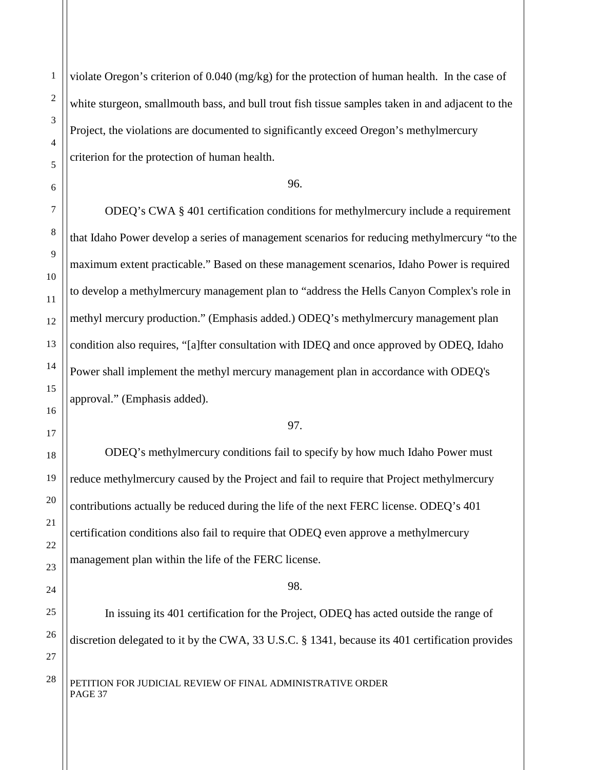violate Oregon's criterion of 0.040 (mg/kg) for the protection of human health. In the case of white sturgeon, smallmouth bass, and bull trout fish tissue samples taken in and adjacent to the Project, the violations are documented to significantly exceed Oregon's methylmercury criterion for the protection of human health.

96.

ODEQ's CWA § 401 certification conditions for methylmercury include a requirement that Idaho Power develop a series of management scenarios for reducing methylmercury "to the maximum extent practicable." Based on these management scenarios, Idaho Power is required to develop a methylmercury management plan to "address the Hells Canyon Complex's role in methyl mercury production." (Emphasis added.) ODEQ's methylmercury management plan condition also requires, "[a]fter consultation with IDEQ and once approved by ODEQ, Idaho Power shall implement the methyl mercury management plan in accordance with ODEQ's approval." (Emphasis added).

97.

ODEQ's methylmercury conditions fail to specify by how much Idaho Power must reduce methylmercury caused by the Project and fail to require that Project methylmercury contributions actually be reduced during the life of the next FERC license. ODEQ's 401 certification conditions also fail to require that ODEQ even approve a methylmercury management plan within the life of the FERC license.

98.

In issuing its 401 certification for the Project, ODEQ has acted outside the range of discretion delegated to it by the CWA, 33 U.S.C. § 1341, because its 401 certification provides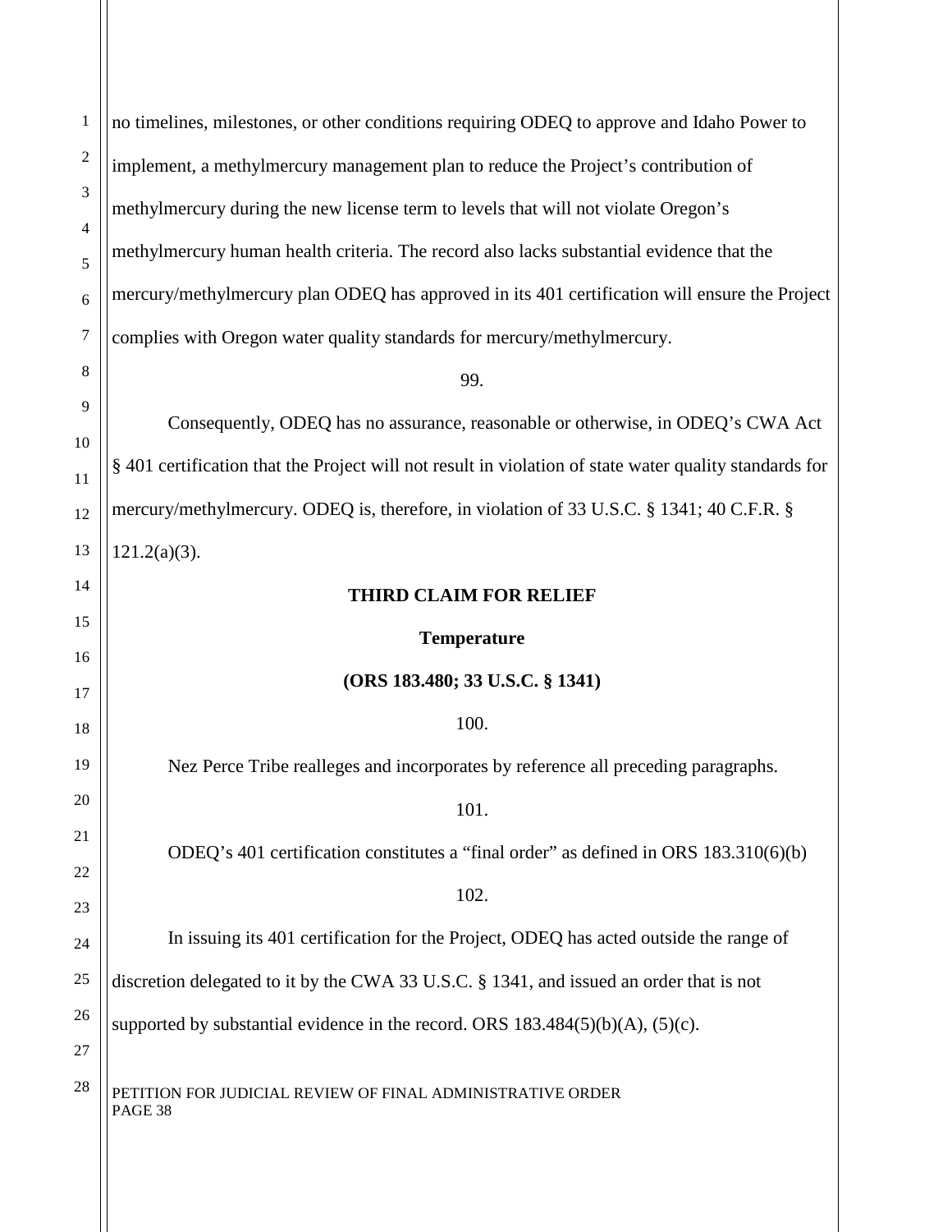no timelines, milestones, or other conditions requiring ODEQ to approve and Idaho Power to implement, a methylmercury management plan to reduce the Project's contribution of methylmercury during the new license term to levels that will not violate Oregon's methylmercury human health criteria. The record also lacks substantial evidence that the mercury/methylmercury plan ODEQ has approved in its 401 certification will ensure the Project complies with Oregon water quality standards for mercury/methylmercury.

99.

Consequently, ODEQ has no assurance, reasonable or otherwise, in ODEQ's CWA Act § 401 certification that the Project will not result in violation of state water quality standards for mercury/methylmercury. ODEQ is, therefore, in violation of 33 U.S.C. § 1341; 40 C.F.R. § 121.2(a)(3).

**THIRD CLAIM FOR RELIEF**

**Temperature**

**(ORS 183.480; 33 U.S.C. § 1341)**

100.

Nez Perce Tribe realleges and incorporates by reference all preceding paragraphs.

101.

ODEQ's 401 certification constitutes a "final order" as defined in ORS 183.310(6)(b)

102.

In issuing its 401 certification for the Project, ODEQ has acted outside the range of discretion delegated to it by the CWA 33 U.S.C. § 1341, and issued an order that is not supported by substantial evidence in the record. ORS 183.484(5)(b)(A), (5)(c).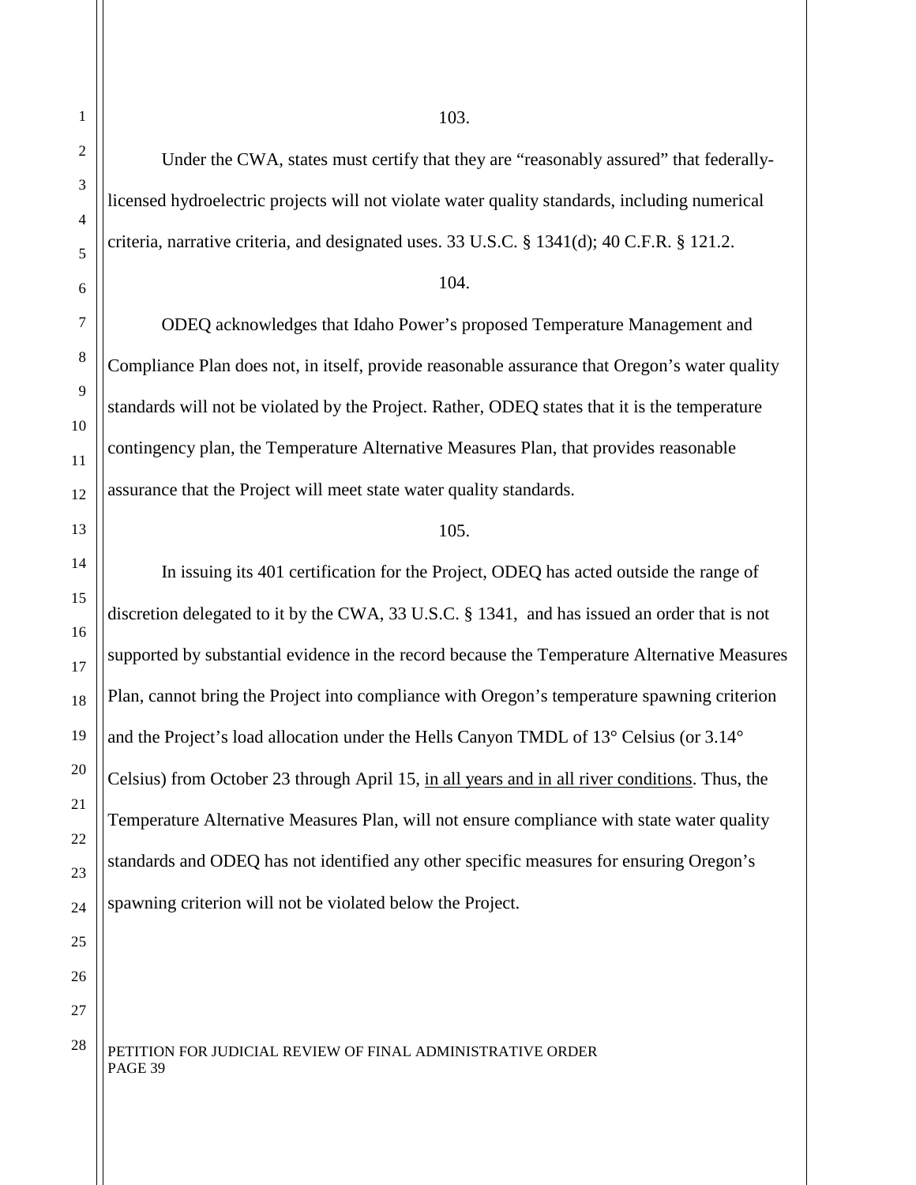103.

Under the CWA, states must certify that they are "reasonably assured" that federally-licensed hydroelectric projects will not violate water quality standards, including numerical criteria, narrative criteria, and designated uses. 33 U.S.C. § 1341(d); 40 C.F.R. § 121.2.

104.

ODEQ acknowledges that Idaho Power's proposed Temperature Management and Compliance Plan does not, in itself, provide reasonable assurance that Oregon's water quality standards will not be violated by the Project. Rather, ODEQ states that it is the temperature contingency plan, the Temperature Alternative Measures Plan, that provides reasonable assurance that the Project will meet state water quality standards.

105.

In issuing its 401 certification for the Project, ODEQ has acted outside the range of discretion delegated to it by the CWA, 33 U.S.C. § 1341, and has issued an order that is not supported by substantial evidence in the record because the Temperature Alternative Measures Plan, cannot bring the Project into compliance with Oregon's temperature spawning criterion and the Project's load allocation under the Hells Canyon TMDL of 13° Celsius (or 3.14° Celsius) from October 23 through April 15, <u>in all years and in all river conditions</u>. Thus, the Temperature Alternative Measures Plan, will not ensure compliance with state water quality standards and ODEQ has not identified any other specific measures for ensuring Oregon's spawning criterion will not be violated below the Project.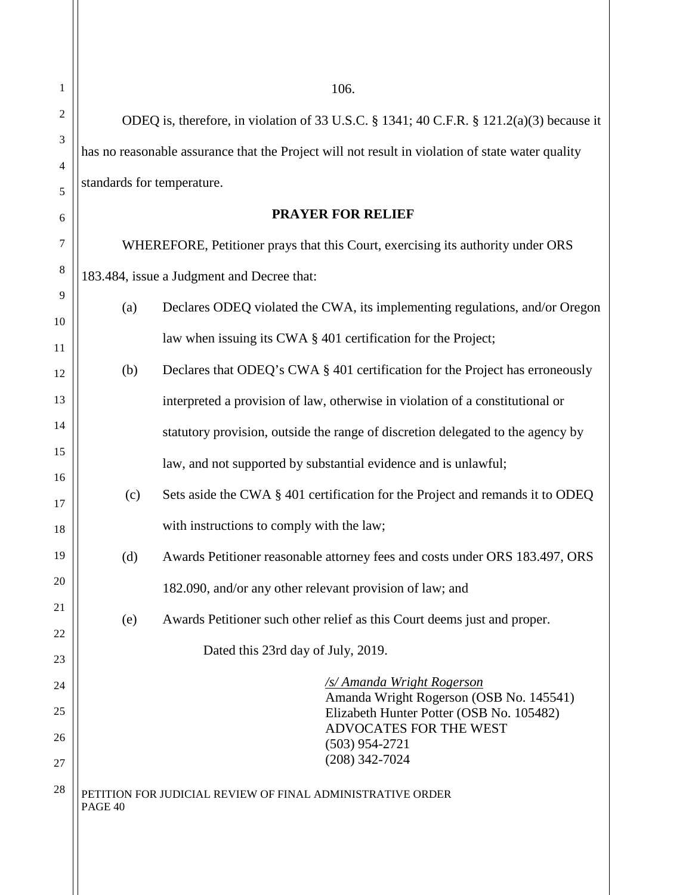106.

ODEQ is, therefore, in violation of 33 U.S.C. § 1341; 40 C.F.R. § 121.2(a)(3) because it has no reasonable assurance that the Project will not result in violation of state water quality standards for temperature.

**PRAYER FOR RELIEF**

WHEREFORE, Petitioner prays that this Court, exercising its authority under ORS 183.484, issue a Judgment and Decree that:

(a) Declares ODEQ violated the CWA, its implementing regulations, and/or Oregon law when issuing its CWA § 401 certification for the Project;

(b) Declares that ODEQ's CWA § 401 certification for the Project has erroneously interpreted a provision of law, otherwise in violation of a constitutional or statutory provision, outside the range of discretion delegated to the agency by law, and not supported by substantial evidence and is unlawful;

(c) Sets aside the CWA § 401 certification for the Project and remands it to ODEQ with instructions to comply with the law;

(d) Awards Petitioner reasonable attorney fees and costs under ORS 183.497, ORS 182.090, and/or any other relevant provision of law; and

(e) Awards Petitioner such other relief as this Court deems just and proper.

Dated this 23rd day of July, 2019.

*/s/ Amanda Wright Rogerson*
Amanda Wright Rogerson (OSB No. 145541)
Elizabeth Hunter Potter (OSB No. 105482)
ADVOCATES FOR THE WEST
(503) 954-2721
(208) 342-7024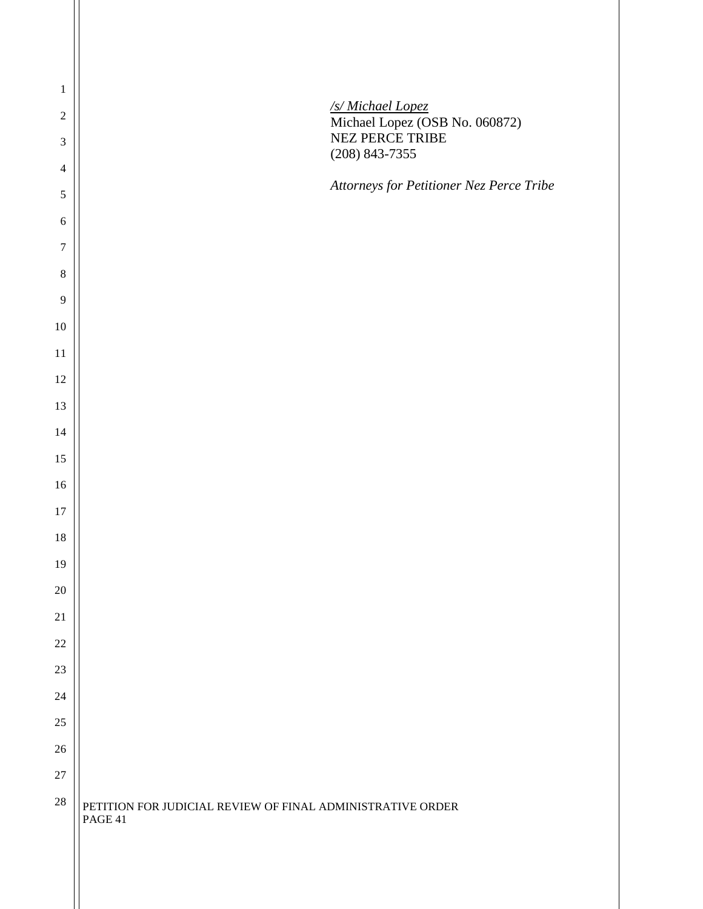*/s/ Michael Lopez*
Michael Lopez (OSB No. 060872)
NEZ PERCE TRIBE
(208) 843-7355

*Attorneys for Petitioner Nez Perce Tribe*